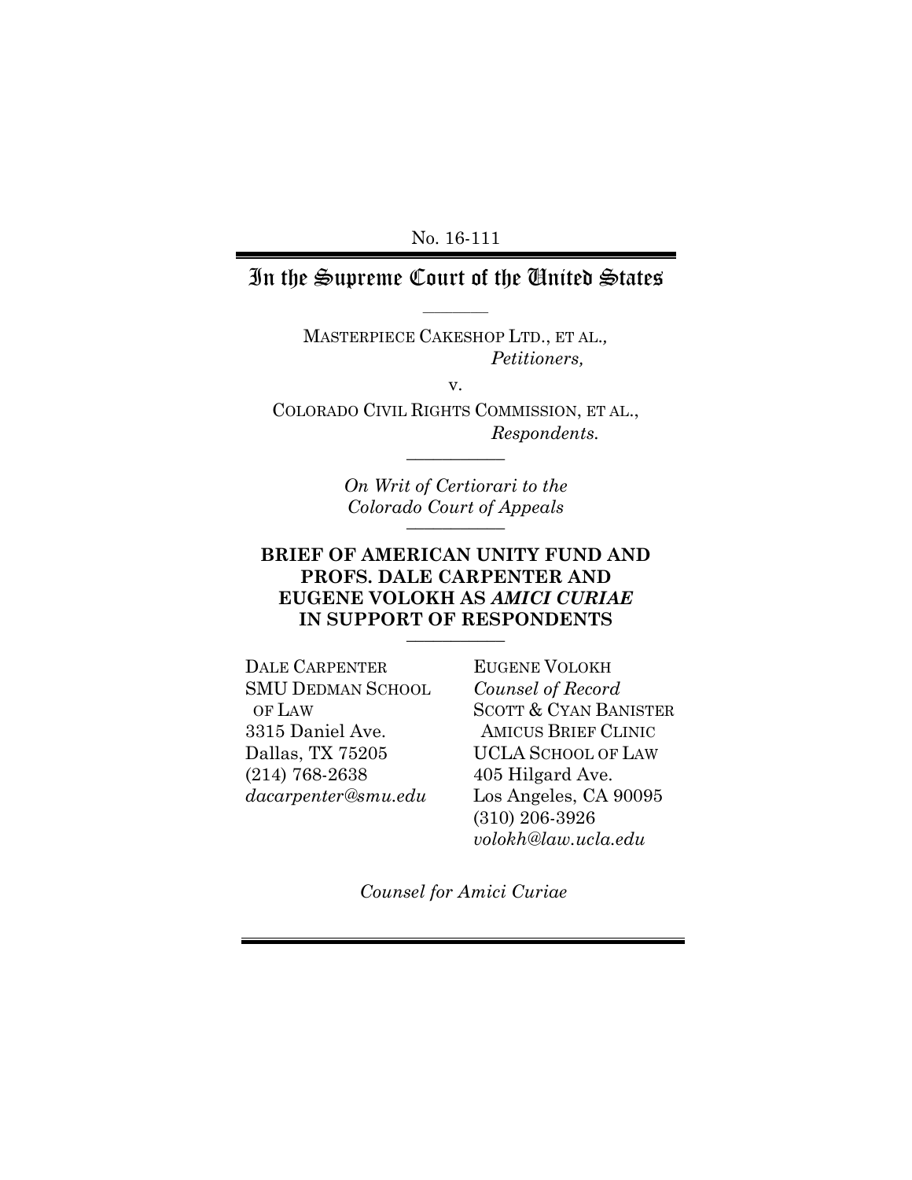No. 16-111

# In the Supreme Court of the United States

MASTERPIECE CAKESHOP LTD., ET AL.,
*Petitioners,*

v.

COLORADO CIVIL RIGHTS COMMISSION, ET AL.,
*Respondents.*

*On Writ of Certiorari to the Colorado Court of Appeals*

**BRIEF OF AMERICAN UNITY FUND AND PROFS. DALE CARPENTER AND EUGENE VOLOKH AS *AMICI CURIAE* IN SUPPORT OF RESPONDENTS**

DALE CARPENTER
SMU DEDMAN SCHOOL OF LAW
3315 Daniel Ave.
Dallas, TX 75205
(214) 768-2638
*dacarpenter@smu.edu*

EUGENE VOLOKH
*Counsel of Record*
SCOTT & CYAN BANISTER AMICUS BRIEF CLINIC
UCLA SCHOOL OF LAW
405 Hilgard Ave.
Los Angeles, CA 90095
(310) 206-3926
*volokh@law.ucla.edu*

*Counsel for Amici Curiae*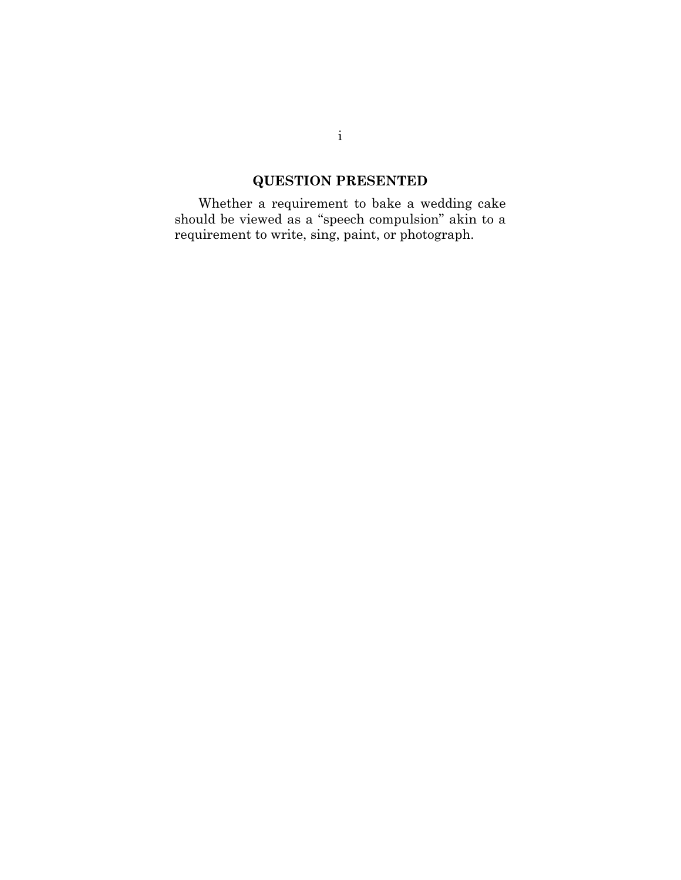## QUESTION PRESENTED

Whether a requirement to bake a wedding cake should be viewed as a "speech compulsion" akin to a requirement to write, sing, paint, or photograph.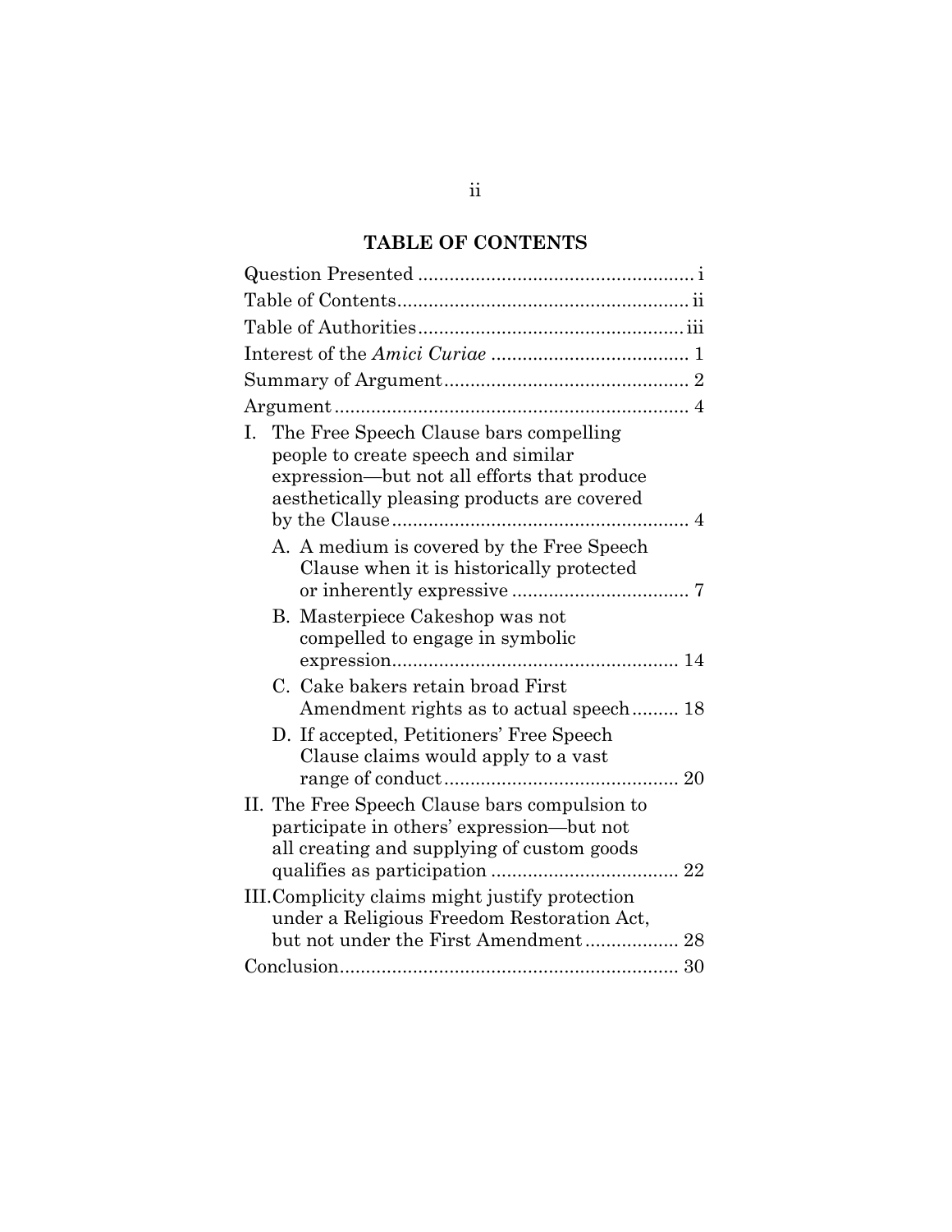## TABLE OF CONTENTS

| | |
|---|---|
| Question Presented | i |
| Table of Contents | ii |
| Table of Authorities | iii |
| Interest of the *Amici Curiae* | 1 |
| Summary of Argument | 2 |
| Argument | 4 |
| I. The Free Speech Clause bars compelling people to create speech and similar expression—but not all efforts that produce aesthetically pleasing products are covered by the Clause | 4 |
| A. A medium is covered by the Free Speech Clause when it is historically protected or inherently expressive | 7 |
| B. Masterpiece Cakeshop was not compelled to engage in symbolic expression | 14 |
| C. Cake bakers retain broad First Amendment rights as to actual speech | 18 |
| D. If accepted, Petitioners' Free Speech Clause claims would apply to a vast range of conduct | 20 |
| II. The Free Speech Clause bars compulsion to participate in others' expression—but not all creating and supplying of custom goods qualifies as participation | 22 |
| III. Complicity claims might justify protection under a Religious Freedom Restoration Act, but not under the First Amendment | 28 |
| Conclusion | 30 |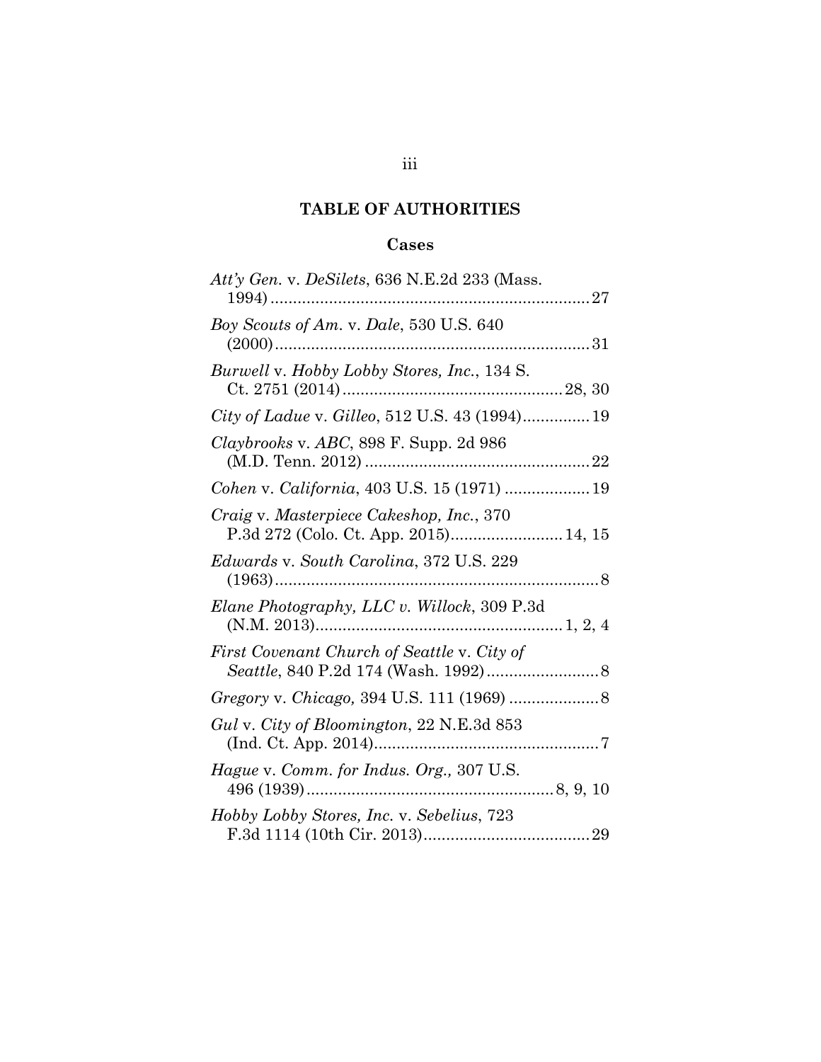# TABLE OF AUTHORITIES

## Cases

*Att'y Gen.* v. *DeSilets*, 636 N.E.2d 233 (Mass. 1994) ........................................................................ 27

*Boy Scouts of Am.* v. *Dale*, 530 U.S. 640 (2000) ........................................................................ 31

*Burwell* v. *Hobby Lobby Stores, Inc.*, 134 S. Ct. 2751 (2014) .................................................. 28, 30

*City of Ladue* v. *Gilleo*, 512 U.S. 43 (1994) ............... 19

*Claybrooks* v. *ABC*, 898 F. Supp. 2d 986 (M.D. Tenn. 2012) .................................................. 22

*Cohen* v. *California*, 403 U.S. 15 (1971) ................... 19

*Craig* v. *Masterpiece Cakeshop, Inc.*, 370 P.3d 272 (Colo. Ct. App. 2015) ......................... 14, 15

*Edwards* v. *South Carolina*, 372 U.S. 229 (1963) ........................................................................ 8

*Elane Photography, LLC v. Willock*, 309 P.3d (N.M. 2013) ...................................................... 1, 2, 4

*First Covenant Church of Seattle* v. *City of Seattle*, 840 P.2d 174 (Wash. 1992) ......................... 8

*Gregory* v. *Chicago,* 394 U.S. 111 (1969) .................... 8

*Gul* v. *City of Bloomington*, 22 N.E.3d 853 (Ind. Ct. App. 2014) .................................................. 7

*Hague* v. *Comm. for Indus. Org.,* 307 U.S. 496 (1939) ...................................................... 8, 9, 10

*Hobby Lobby Stores, Inc.* v. *Sebelius*, 723 F.3d 1114 (10th Cir. 2013) ..................................... 29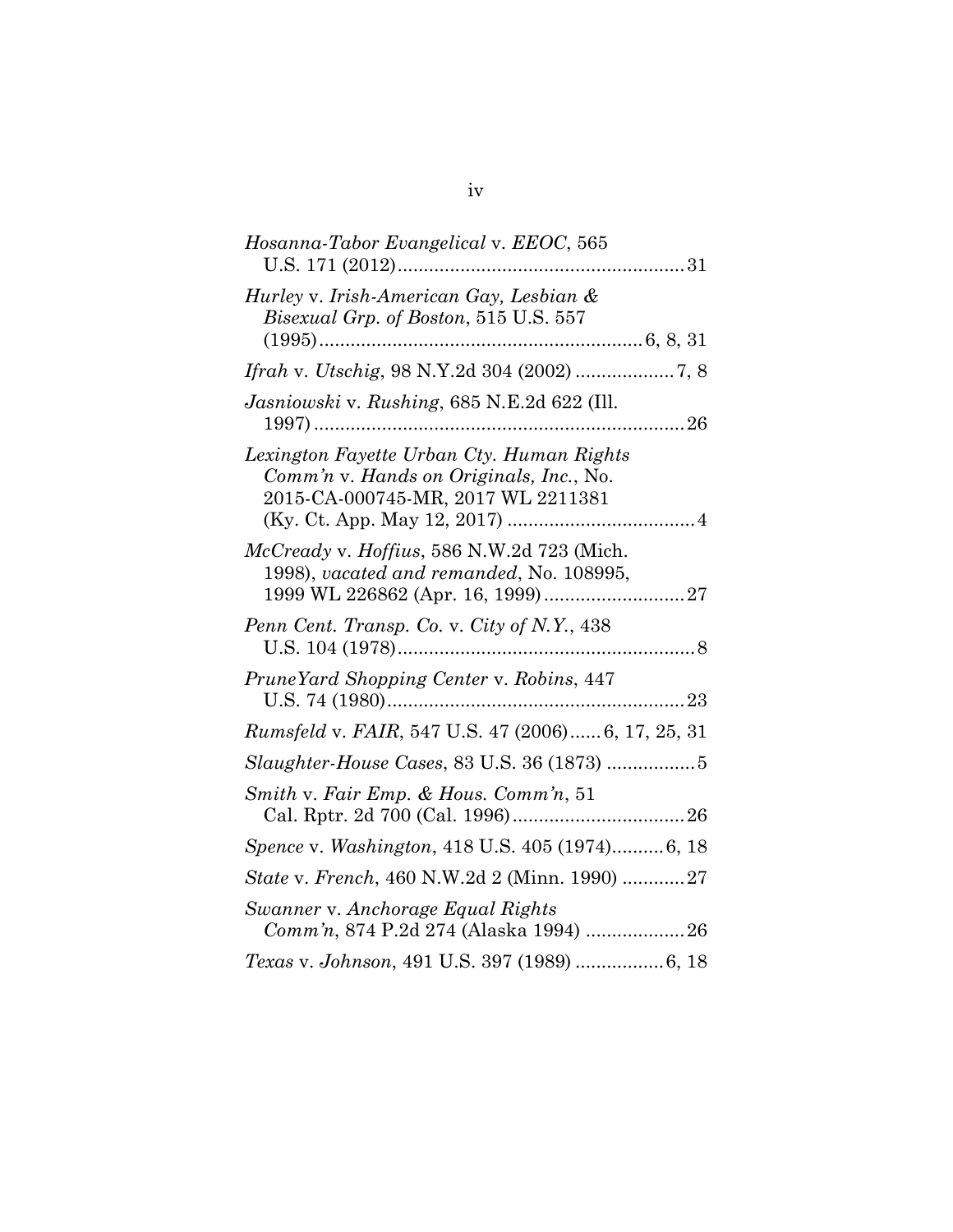*Hosanna-Tabor Evangelical* v. *EEOC*, 565 U.S. 171 (2012) ...................................................... 31

*Hurley* v. *Irish-American Gay, Lesbian & Bisexual Grp. of Boston*, 515 U.S. 557 (1995) ............................................................. 6, 8, 31

*Ifrah* v. *Utschig*, 98 N.Y.2d 304 (2002) ................... 7, 8

*Jasniowski* v. *Rushing*, 685 N.E.2d 622 (Ill. 1997) ...................................................................... 26

*Lexington Fayette Urban Cty. Human Rights Comm'n* v. *Hands on Originals, Inc.*, No. 2015-CA-000745-MR, 2017 WL 2211381 (Ky. Ct. App. May 12, 2017) .................................... 4

*McCready* v. *Hoffius*, 586 N.W.2d 723 (Mich. 1998), *vacated and remanded*, No. 108995, 1999 WL 226862 (Apr. 16, 1999) ........................... 27

*Penn Cent. Transp. Co.* v. *City of N.Y.*, 438 U.S. 104 (1978) ......................................................... 8

*PruneYard Shopping Center* v. *Robins*, 447 U.S. 74 (1980) ......................................................... 23

*Rumsfeld* v. *FAIR*, 547 U.S. 47 (2006) ...... 6, 17, 25, 31

*Slaughter-House Cases*, 83 U.S. 36 (1873) ................. 5

*Smith* v. *Fair Emp. & Hous. Comm'n*, 51 Cal. Rptr. 2d 700 (Cal. 1996) ................................. 26

*Spence* v. *Washington*, 418 U.S. 405 (1974) .......... 6, 18

*State* v. *French*, 460 N.W.2d 2 (Minn. 1990) ............ 27

*Swanner* v. *Anchorage Equal Rights Comm'n*, 874 P.2d 274 (Alaska 1994) ................... 26

*Texas* v. *Johnson*, 491 U.S. 397 (1989) ................. 6, 18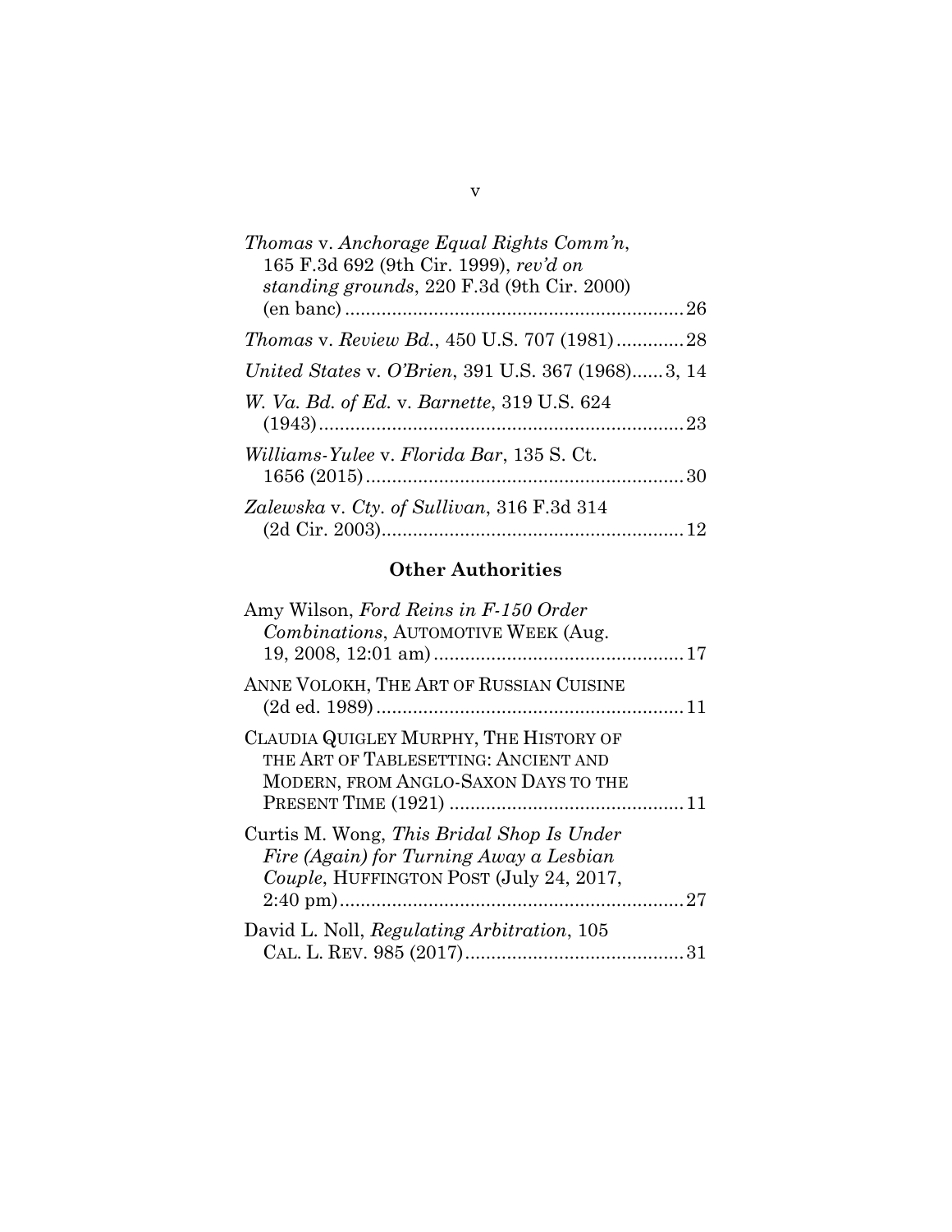*Thomas* v. *Anchorage Equal Rights Comm'n*, 165 F.3d 692 (9th Cir. 1999), *rev'd on standing grounds*, 220 F.3d (9th Cir. 2000) (en banc) ................................................................ 26

*Thomas* v. *Review Bd.*, 450 U.S. 707 (1981) ............. 28

*United States* v. *O'Brien*, 391 U.S. 367 (1968)...... 3, 14

*W. Va. Bd. of Ed.* v. *Barnette*, 319 U.S. 624 (1943) ...................................................................... 23

*Williams-Yulee* v. *Florida Bar*, 135 S. Ct. 1656 (2015) ............................................................ 30

*Zalewska* v. *Cty. of Sullivan*, 316 F.3d 314 (2d Cir. 2003) ......................................................... 12

## Other Authorities

Amy Wilson, *Ford Reins in F-150 Order Combinations*, AUTOMOTIVE WEEK (Aug. 19, 2008, 12:01 am) ............................................... 17

ANNE VOLOKH, THE ART OF RUSSIAN CUISINE (2d ed. 1989) .......................................................... 11

CLAUDIA QUIGLEY MURPHY, THE HISTORY OF THE ART OF TABLESETTING: ANCIENT AND MODERN, FROM ANGLO-SAXON DAYS TO THE PRESENT TIME (1921) ............................................ 11

Curtis M. Wong, *This Bridal Shop Is Under Fire (Again) for Turning Away a Lesbian Couple*, HUFFINGTON POST (July 24, 2017, 2:40 pm) ................................................................. 27

David L. Noll, *Regulating Arbitration*, 105 CAL. L. REV. 985 (2017) ......................................... 31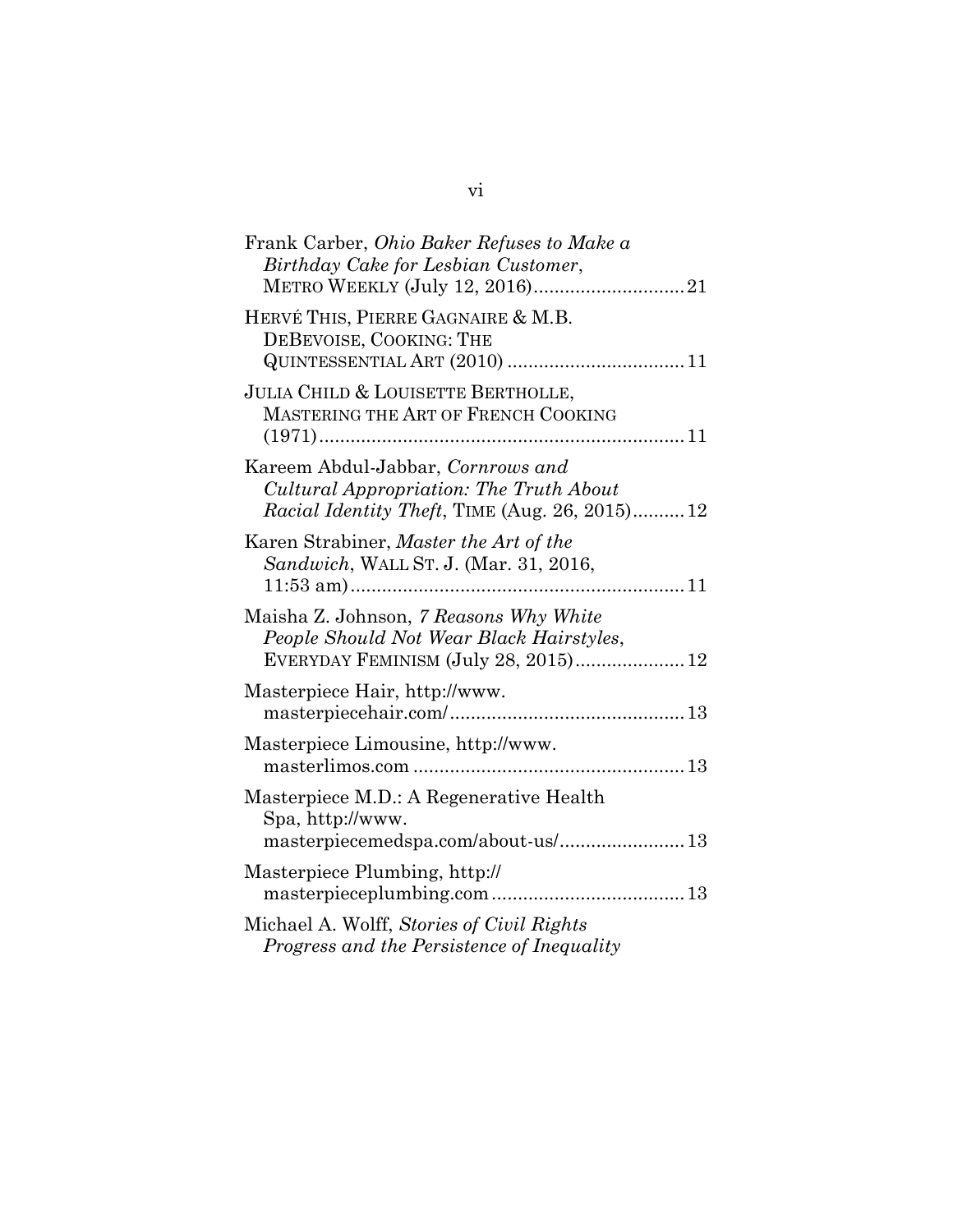Frank Carber, *Ohio Baker Refuses to Make a Birthday Cake for Lesbian Customer*, METRO WEEKLY (July 12, 2016)............................21

HERVÉ THIS, PIERRE GAGNAIRE & M.B. DEBEVOISE, COOKING: THE QUINTESSENTIAL ART (2010) .................................11

JULIA CHILD & LOUISETTE BERTHOLLE, MASTERING THE ART OF FRENCH COOKING (1971).....................................................................11

Kareem Abdul-Jabbar, *Cornrows and Cultural Appropriation: The Truth About Racial Identity Theft*, TIME (Aug. 26, 2015)..........12

Karen Strabiner, *Master the Art of the Sandwich*, WALL ST. J. (Mar. 31, 2016, 11:53 am)...............................................................11

Maisha Z. Johnson, *7 Reasons Why White People Should Not Wear Black Hairstyles*, EVERYDAY FEMINISM (July 28, 2015)....................12

Masterpiece Hair, http://www.masterpiecehair.com/............................................13

Masterpiece Limousine, http://www.masterlimos.com ...................................................13

Masterpiece M.D.: A Regenerative Health Spa, http://www.masterpiecemedspa.com/about-us/.......................13

Masterpiece Plumbing, http://masterpieceplumbing.com....................................13

Michael A. Wolff, *Stories of Civil Rights Progress and the Persistence of Inequality*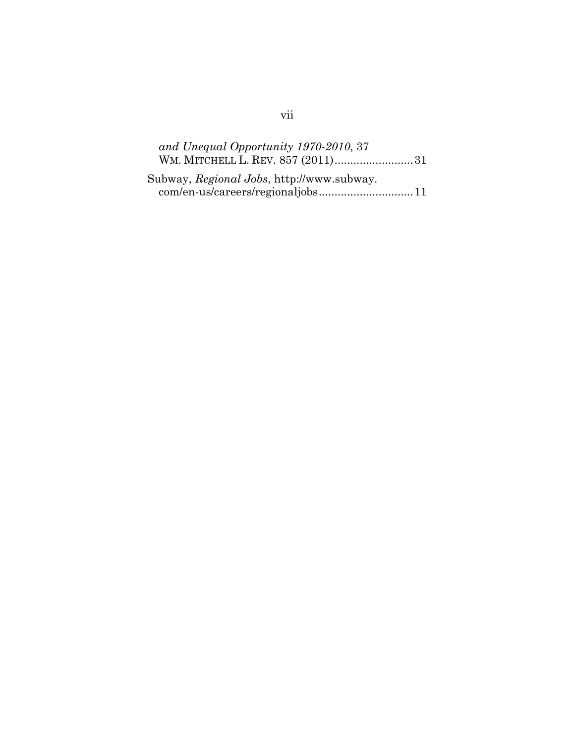*and Unequal Opportunity 1970-2010*, 37 WM. MITCHELL L. REV. 857 (2011).........................31

Subway, *Regional Jobs*, http://www.subway.com/en-us/careers/regionaljobs..............................11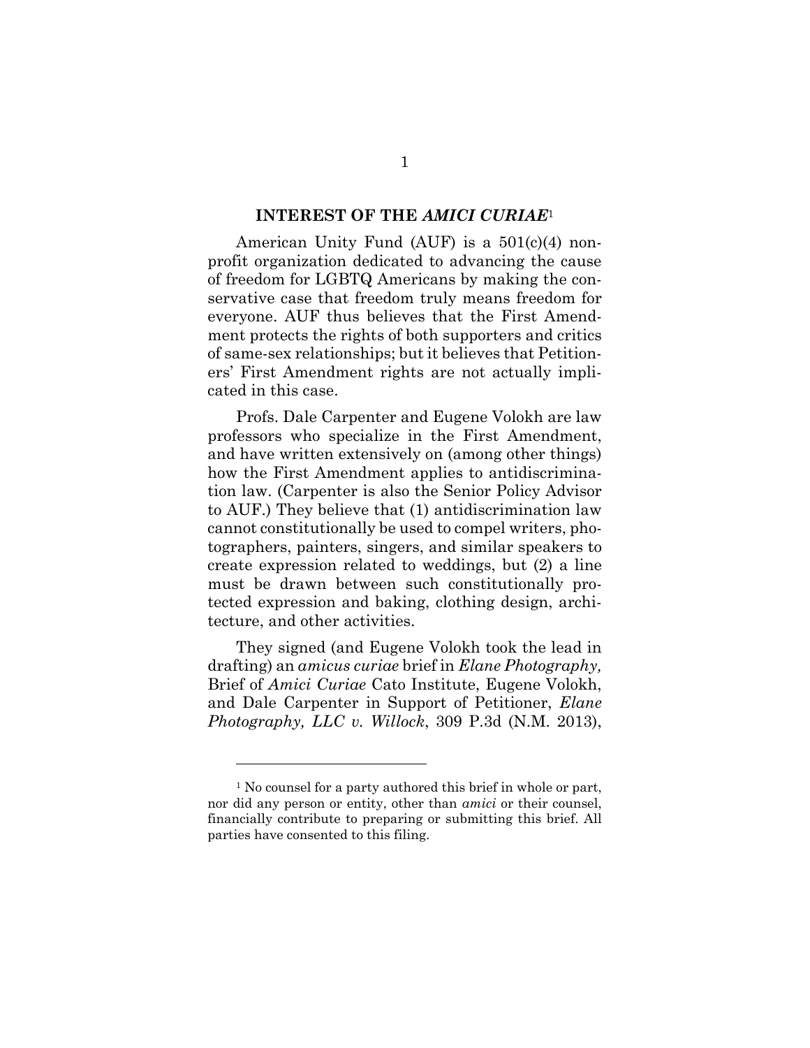## INTEREST OF THE *AMICI CURIAE*[1]

American Unity Fund (AUF) is a 501(c)(4) nonprofit organization dedicated to advancing the cause of freedom for LGBTQ Americans by making the conservative case that freedom truly means freedom for everyone. AUF thus believes that the First Amendment protects the rights of both supporters and critics of same-sex relationships; but it believes that Petitioners' First Amendment rights are not actually implicated in this case.

Profs. Dale Carpenter and Eugene Volokh are law professors who specialize in the First Amendment, and have written extensively on (among other things) how the First Amendment applies to antidiscrimination law. (Carpenter is also the Senior Policy Advisor to AUF.) They believe that (1) antidiscrimination law cannot constitutionally be used to compel writers, photographers, painters, singers, and similar speakers to create expression related to weddings, but (2) a line must be drawn between such constitutionally protected expression and baking, clothing design, architecture, and other activities.

They signed (and Eugene Volokh took the lead in drafting) an *amicus curiae* brief in *Elane Photography,* Brief of *Amici Curiae* Cato Institute, Eugene Volokh, and Dale Carpenter in Support of Petitioner, *Elane Photography, LLC v. Willock*, 309 P.3d (N.M. 2013),

---

[1] No counsel for a party authored this brief in whole or part, nor did any person or entity, other than *amici* or their counsel, financially contribute to preparing or submitting this brief. All parties have consented to this filing.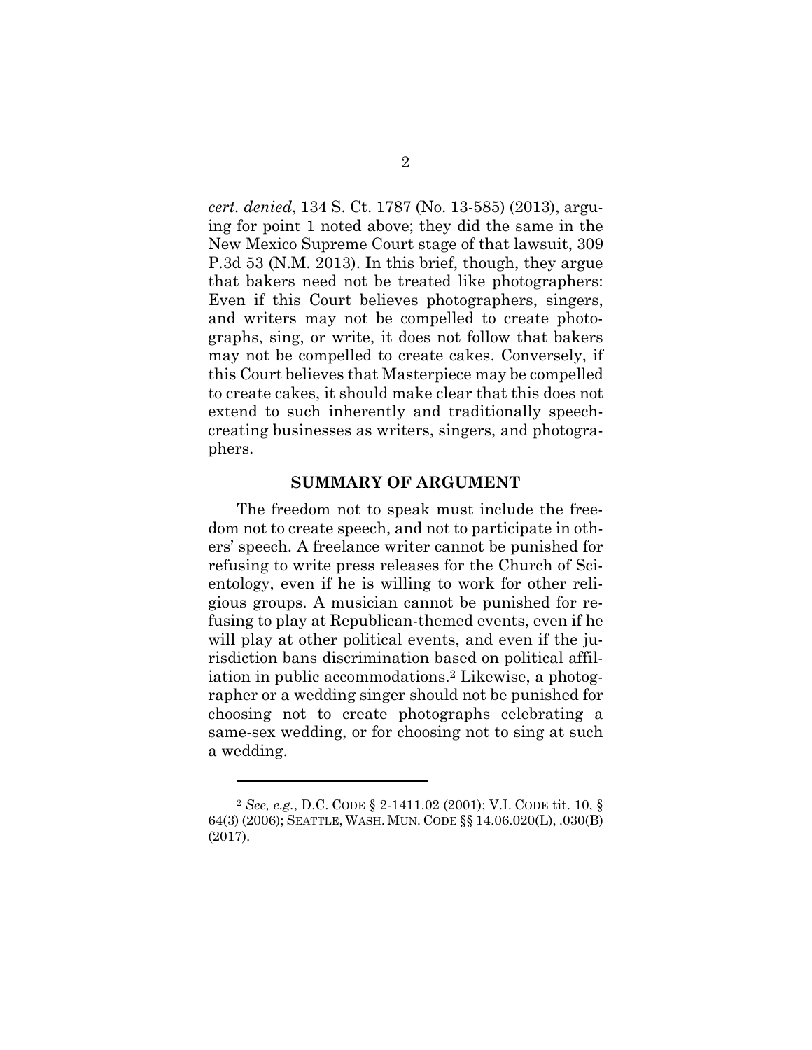*cert. denied*, 134 S. Ct. 1787 (No. 13-585) (2013), arguing for point 1 noted above; they did the same in the New Mexico Supreme Court stage of that lawsuit, 309 P.3d 53 (N.M. 2013). In this brief, though, they argue that bakers need not be treated like photographers: Even if this Court believes photographers, singers, and writers may not be compelled to create photographs, sing, or write, it does not follow that bakers may not be compelled to create cakes. Conversely, if this Court believes that Masterpiece may be compelled to create cakes, it should make clear that this does not extend to such inherently and traditionally speech-creating businesses as writers, singers, and photographers.

## SUMMARY OF ARGUMENT

The freedom not to speak must include the freedom not to create speech, and not to participate in others' speech. A freelance writer cannot be punished for refusing to write press releases for the Church of Scientology, even if he is willing to work for other religious groups. A musician cannot be punished for refusing to play at Republican-themed events, even if he will play at other political events, and even if the jurisdiction bans discrimination based on political affiliation in public accommodations.[2] Likewise, a photographer or a wedding singer should not be punished for choosing not to create photographs celebrating a same-sex wedding, or for choosing not to sing at such a wedding.

---

[2] *See, e.g.*, D.C. CODE § 2-1411.02 (2001); V.I. CODE tit. 10, § 64(3) (2006); SEATTLE, WASH. MUN. CODE §§ 14.06.020(L), .030(B) (2017).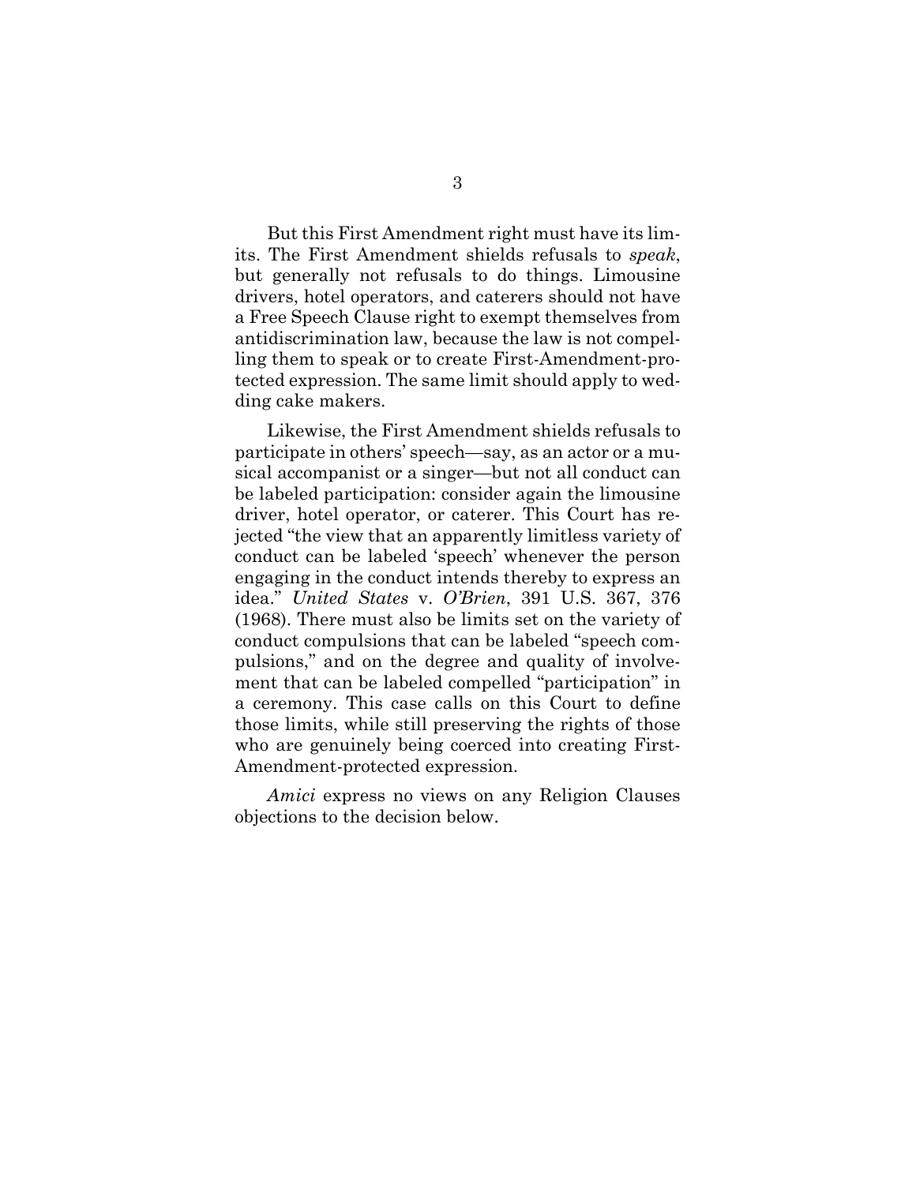But this First Amendment right must have its limits. The First Amendment shields refusals to *speak*, but generally not refusals to do things. Limousine drivers, hotel operators, and caterers should not have a Free Speech Clause right to exempt themselves from antidiscrimination law, because the law is not compelling them to speak or to create First-Amendment-protected expression. The same limit should apply to wedding cake makers.

Likewise, the First Amendment shields refusals to participate in others' speech—say, as an actor or a musical accompanist or a singer—but not all conduct can be labeled participation: consider again the limousine driver, hotel operator, or caterer. This Court has rejected "the view that an apparently limitless variety of conduct can be labeled 'speech' whenever the person engaging in the conduct intends thereby to express an idea." *United States* v. *O'Brien*, 391 U.S. 367, 376 (1968). There must also be limits set on the variety of conduct compulsions that can be labeled "speech compulsions," and on the degree and quality of involvement that can be labeled compelled "participation" in a ceremony. This case calls on this Court to define those limits, while still preserving the rights of those who are genuinely being coerced into creating First-Amendment-protected expression.

*Amici* express no views on any Religion Clauses objections to the decision below.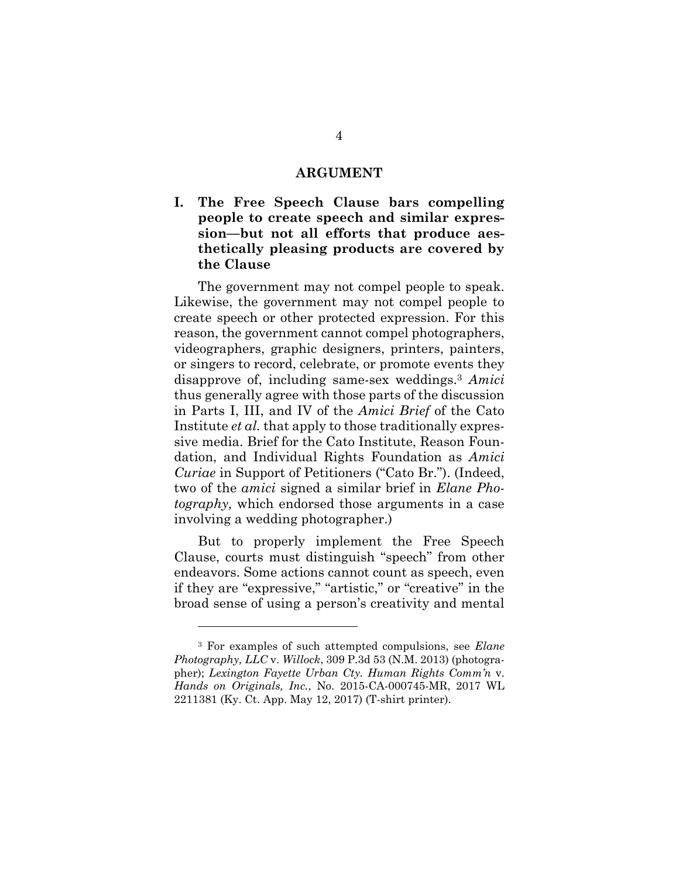## ARGUMENT

### I. The Free Speech Clause bars compelling people to create speech and similar expression—but not all efforts that produce aesthetically pleasing products are covered by the Clause

The government may not compel people to speak. Likewise, the government may not compel people to create speech or other protected expression. For this reason, the government cannot compel photographers, videographers, graphic designers, printers, painters, or singers to record, celebrate, or promote events they disapprove of, including same-sex weddings.[3] *Amici* thus generally agree with those parts of the discussion in Parts I, III, and IV of the *Amici Brief* of the Cato Institute *et al.* that apply to those traditionally expressive media. Brief for the Cato Institute, Reason Foundation, and Individual Rights Foundation as *Amici Curiae* in Support of Petitioners ("Cato Br."). (Indeed, two of the *amici* signed a similar brief in *Elane Photography,* which endorsed those arguments in a case involving a wedding photographer.)

But to properly implement the Free Speech Clause, courts must distinguish "speech" from other endeavors. Some actions cannot count as speech, even if they are "expressive," "artistic," or "creative" in the broad sense of using a person's creativity and mental

---

[3] For examples of such attempted compulsions, see *Elane Photography, LLC* v. *Willock*, 309 P.3d 53 (N.M. 2013) (photographer); *Lexington Fayette Urban Cty. Human Rights Comm'n* v. *Hands on Originals, Inc.*, No. 2015-CA-000745-MR, 2017 WL 2211381 (Ky. Ct. App. May 12, 2017) (T-shirt printer).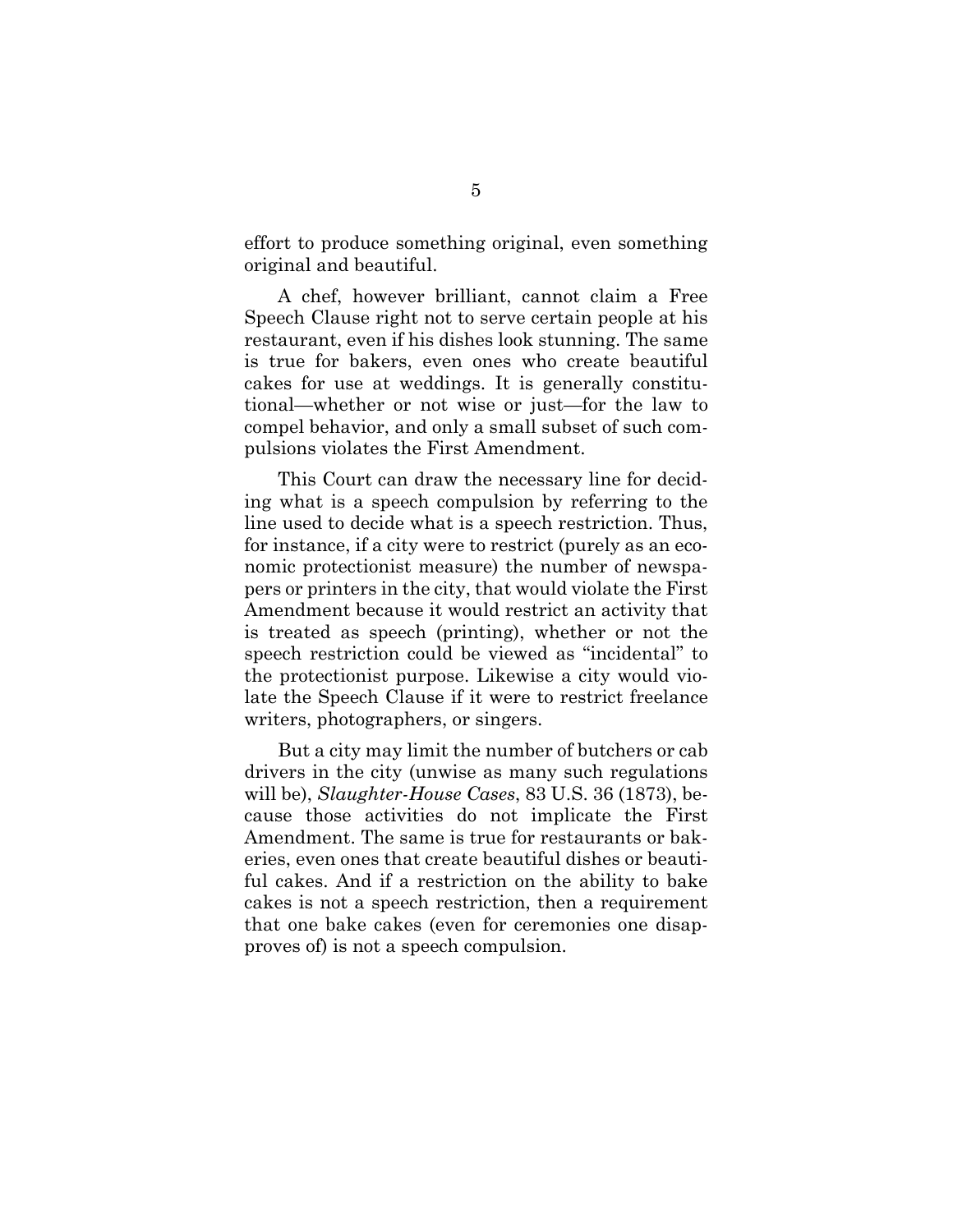effort to produce something original, even something original and beautiful.

A chef, however brilliant, cannot claim a Free Speech Clause right not to serve certain people at his restaurant, even if his dishes look stunning. The same is true for bakers, even ones who create beautiful cakes for use at weddings. It is generally constitutional—whether or not wise or just—for the law to compel behavior, and only a small subset of such compulsions violates the First Amendment.

This Court can draw the necessary line for deciding what is a speech compulsion by referring to the line used to decide what is a speech restriction. Thus, for instance, if a city were to restrict (purely as an economic protectionist measure) the number of newspapers or printers in the city, that would violate the First Amendment because it would restrict an activity that is treated as speech (printing), whether or not the speech restriction could be viewed as "incidental" to the protectionist purpose. Likewise a city would violate the Speech Clause if it were to restrict freelance writers, photographers, or singers.

But a city may limit the number of butchers or cab drivers in the city (unwise as many such regulations will be), *Slaughter-House Cases*, 83 U.S. 36 (1873), because those activities do not implicate the First Amendment. The same is true for restaurants or bakeries, even ones that create beautiful dishes or beautiful cakes. And if a restriction on the ability to bake cakes is not a speech restriction, then a requirement that one bake cakes (even for ceremonies one disapproves of) is not a speech compulsion.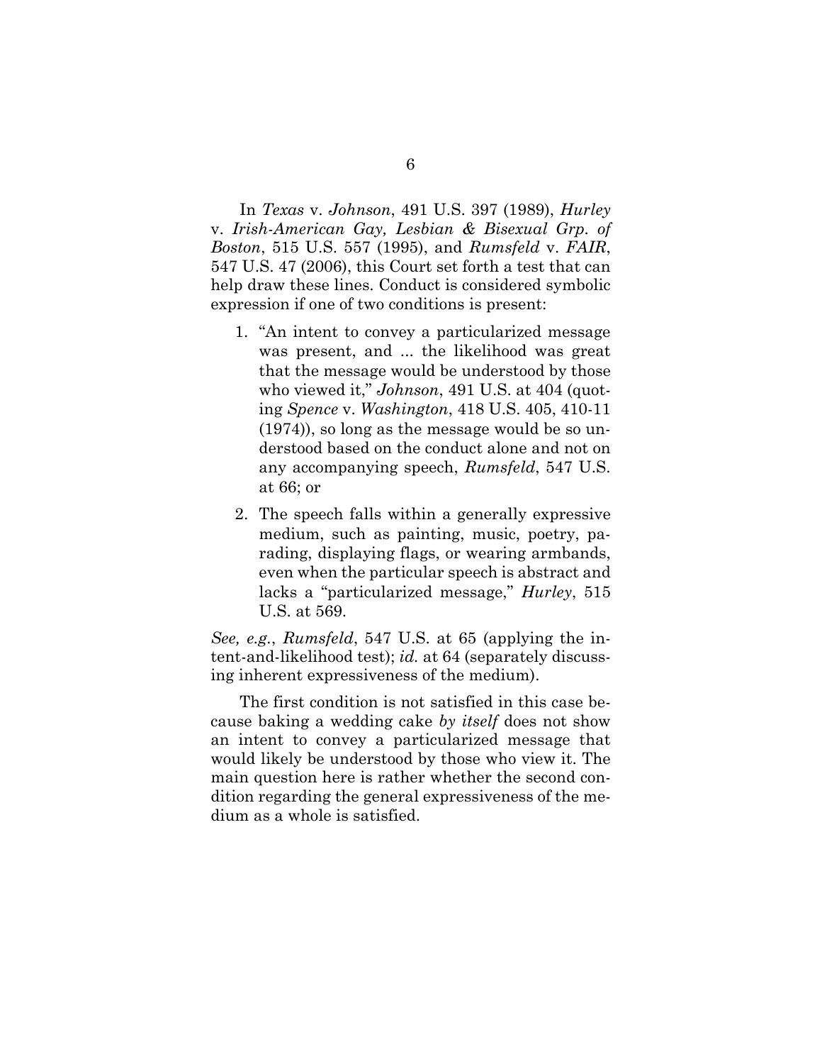In *Texas* v. *Johnson*, 491 U.S. 397 (1989), *Hurley* v. *Irish-American Gay, Lesbian & Bisexual Grp. of Boston*, 515 U.S. 557 (1995), and *Rumsfeld* v. *FAIR*, 547 U.S. 47 (2006), this Court set forth a test that can help draw these lines. Conduct is considered symbolic expression if one of two conditions is present:

1. "An intent to convey a particularized message was present, and ... the likelihood was great that the message would be understood by those who viewed it," *Johnson*, 491 U.S. at 404 (quoting *Spence* v. *Washington*, 418 U.S. 405, 410-11 (1974)), so long as the message would be so understood based on the conduct alone and not on any accompanying speech, *Rumsfeld*, 547 U.S. at 66; or
2. The speech falls within a generally expressive medium, such as painting, music, poetry, parading, displaying flags, or wearing armbands, even when the particular speech is abstract and lacks a "particularized message," *Hurley*, 515 U.S. at 569.

*See, e.g.*, *Rumsfeld*, 547 U.S. at 65 (applying the intent-and-likelihood test); *id.* at 64 (separately discussing inherent expressiveness of the medium).

The first condition is not satisfied in this case because baking a wedding cake *by itself* does not show an intent to convey a particularized message that would likely be understood by those who view it. The main question here is rather whether the second condition regarding the general expressiveness of the medium as a whole is satisfied.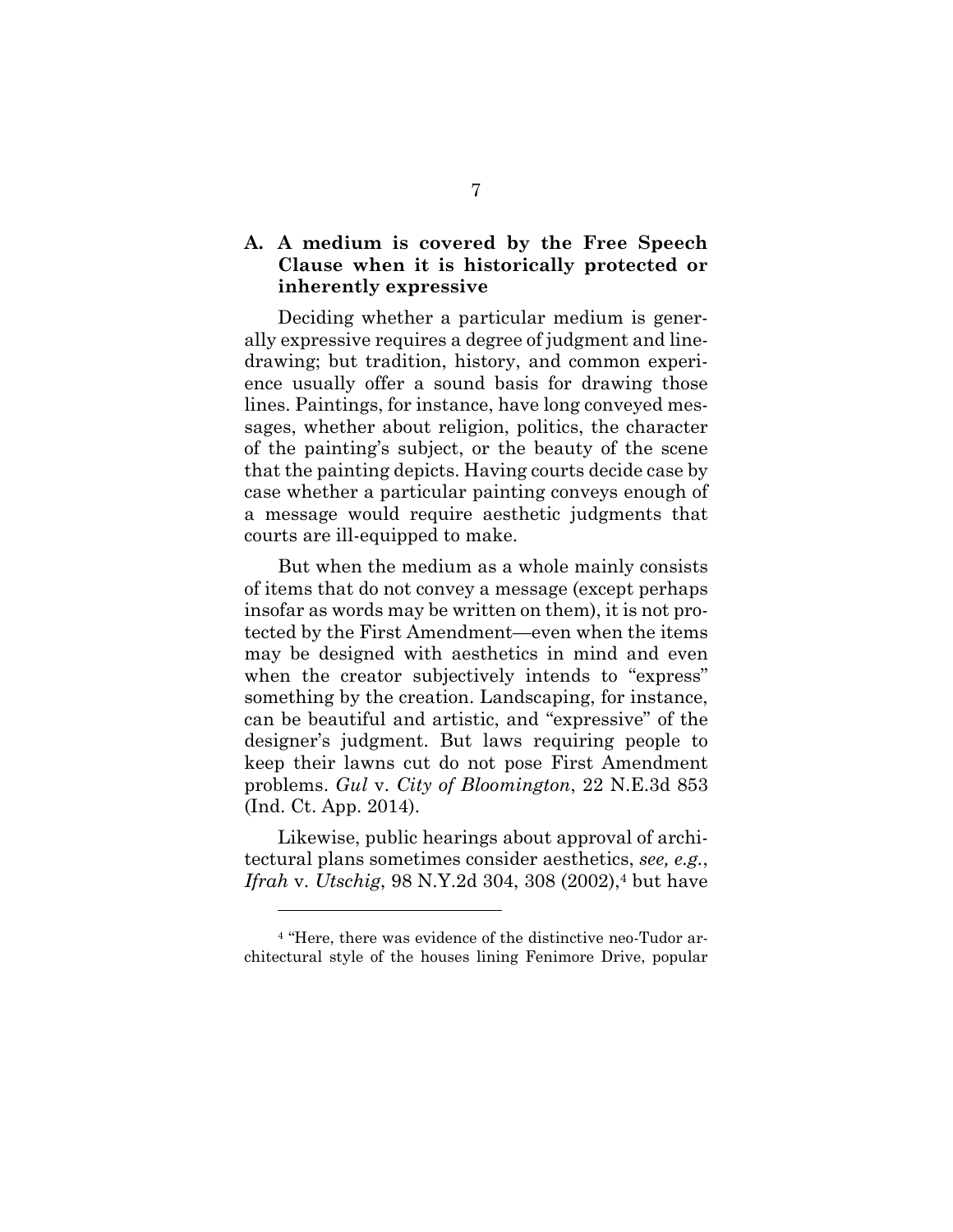### A. A medium is covered by the Free Speech Clause when it is historically protected or inherently expressive

Deciding whether a particular medium is generally expressive requires a degree of judgment and line-drawing; but tradition, history, and common experience usually offer a sound basis for drawing those lines. Paintings, for instance, have long conveyed messages, whether about religion, politics, the character of the painting's subject, or the beauty of the scene that the painting depicts. Having courts decide case by case whether a particular painting conveys enough of a message would require aesthetic judgments that courts are ill-equipped to make.

But when the medium as a whole mainly consists of items that do not convey a message (except perhaps insofar as words may be written on them), it is not protected by the First Amendment—even when the items may be designed with aesthetics in mind and even when the creator subjectively intends to "express" something by the creation. Landscaping, for instance, can be beautiful and artistic, and "expressive" of the designer's judgment. But laws requiring people to keep their lawns cut do not pose First Amendment problems. *Gul* v. *City of Bloomington*, 22 N.E.3d 853 (Ind. Ct. App. 2014).

Likewise, public hearings about approval of architectural plans sometimes consider aesthetics, *see, e.g.*, *Ifrah* v. *Utschig*, 98 N.Y.2d 304, 308 (2002),[4] but have

---

[4] "Here, there was evidence of the distinctive neo-Tudor architectural style of the houses lining Fenimore Drive, popular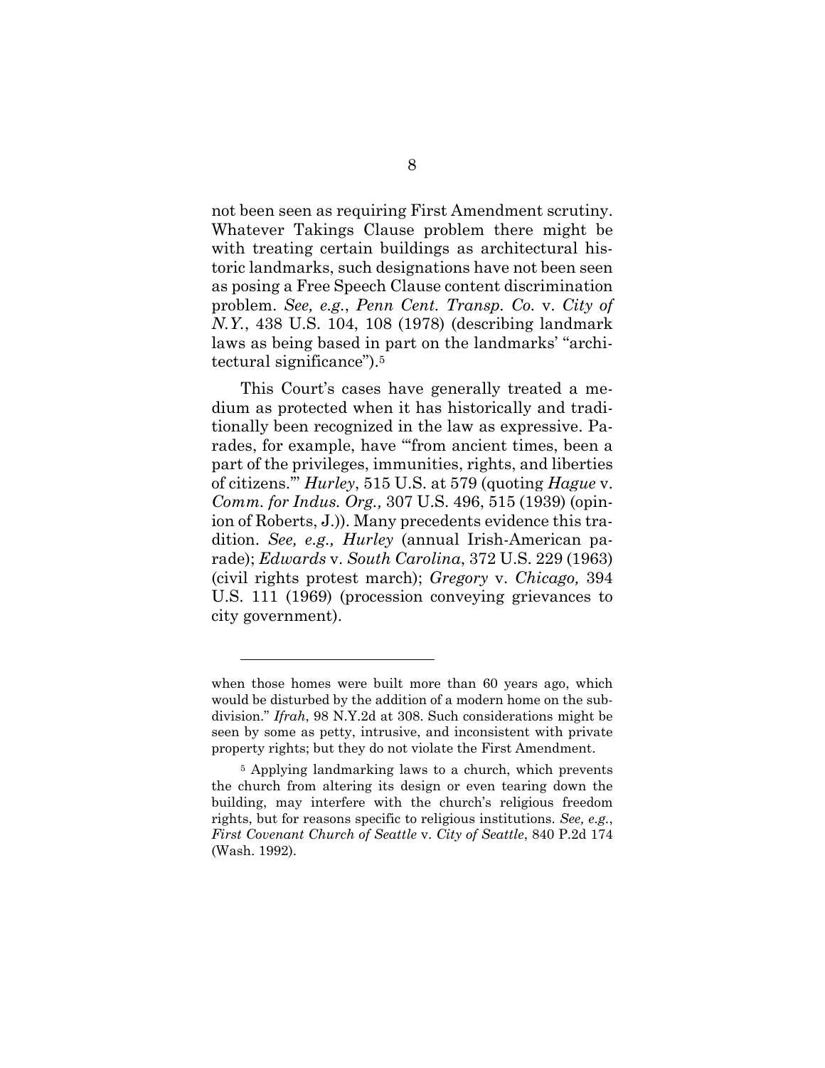not been seen as requiring First Amendment scrutiny. Whatever Takings Clause problem there might be with treating certain buildings as architectural historic landmarks, such designations have not been seen as posing a Free Speech Clause content discrimination problem. *See, e.g.*, *Penn Cent. Transp. Co.* v. *City of N.Y.*, 438 U.S. 104, 108 (1978) (describing landmark laws as being based in part on the landmarks' "architectural significance").[5]

This Court's cases have generally treated a medium as protected when it has historically and traditionally been recognized in the law as expressive. Parades, for example, have "'from ancient times, been a part of the privileges, immunities, rights, and liberties of citizens.'" *Hurley*, 515 U.S. at 579 (quoting *Hague* v. *Comm. for Indus. Org.,* 307 U.S. 496, 515 (1939) (opinion of Roberts, J.)). Many precedents evidence this tradition. *See, e.g., Hurley* (annual Irish-American parade); *Edwards* v. *South Carolina*, 372 U.S. 229 (1963) (civil rights protest march); *Gregory* v. *Chicago,* 394 U.S. 111 (1969) (procession conveying grievances to city government).

---

when those homes were built more than 60 years ago, which would be disturbed by the addition of a modern home on the subdivision." *Ifrah*, 98 N.Y.2d at 308. Such considerations might be seen by some as petty, intrusive, and inconsistent with private property rights; but they do not violate the First Amendment.

[5] Applying landmarking laws to a church, which prevents the church from altering its design or even tearing down the building, may interfere with the church's religious freedom rights, but for reasons specific to religious institutions. *See, e.g.*, *First Covenant Church of Seattle* v. *City of Seattle*, 840 P.2d 174 (Wash. 1992).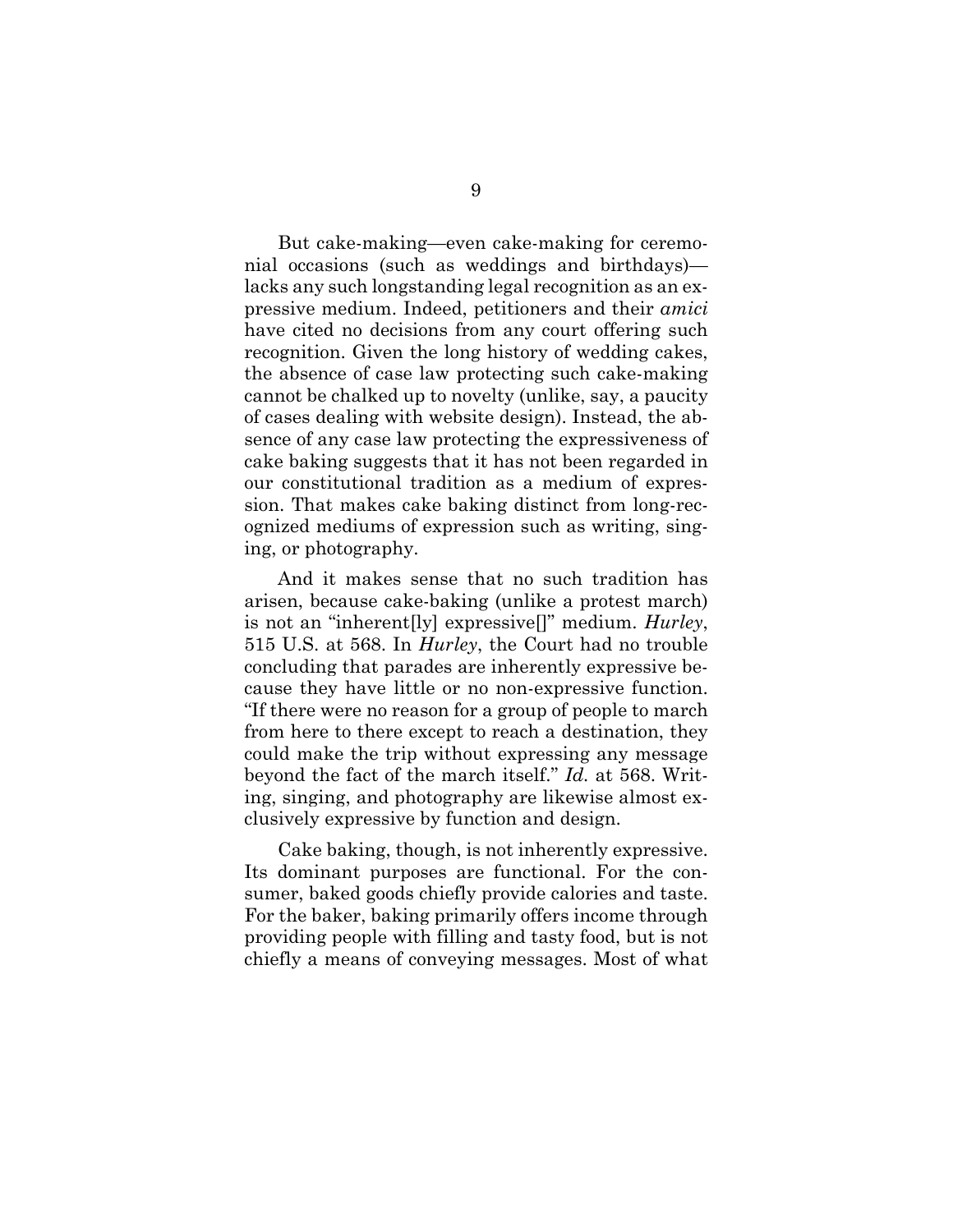But cake-making—even cake-making for ceremonial occasions (such as weddings and birthdays)—lacks any such longstanding legal recognition as an expressive medium. Indeed, petitioners and their *amici* have cited no decisions from any court offering such recognition. Given the long history of wedding cakes, the absence of case law protecting such cake-making cannot be chalked up to novelty (unlike, say, a paucity of cases dealing with website design). Instead, the absence of any case law protecting the expressiveness of cake baking suggests that it has not been regarded in our constitutional tradition as a medium of expression. That makes cake baking distinct from long-recognized mediums of expression such as writing, singing, or photography.

And it makes sense that no such tradition has arisen, because cake-baking (unlike a protest march) is not an "inherent[ly] expressive[]" medium. *Hurley*, 515 U.S. at 568. In *Hurley*, the Court had no trouble concluding that parades are inherently expressive because they have little or no non-expressive function. "If there were no reason for a group of people to march from here to there except to reach a destination, they could make the trip without expressing any message beyond the fact of the march itself." *Id.* at 568. Writing, singing, and photography are likewise almost exclusively expressive by function and design.

Cake baking, though, is not inherently expressive. Its dominant purposes are functional. For the consumer, baked goods chiefly provide calories and taste. For the baker, baking primarily offers income through providing people with filling and tasty food, but is not chiefly a means of conveying messages. Most of what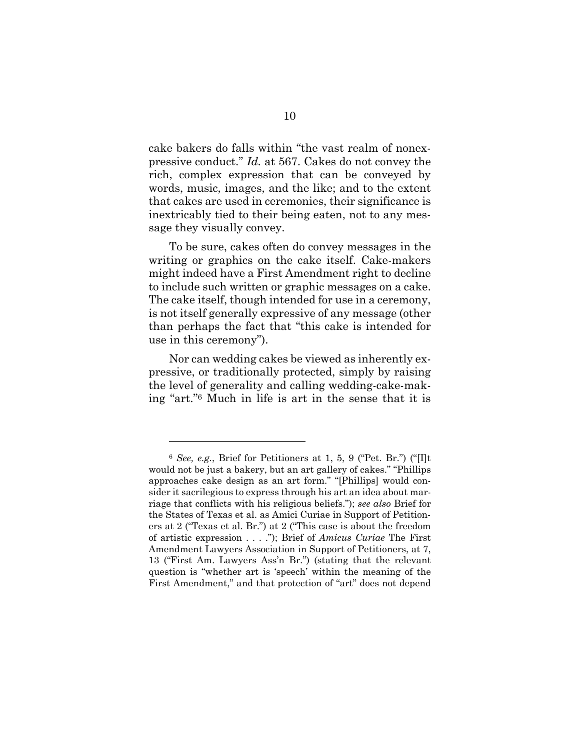cake bakers do falls within "the vast realm of nonexpressive conduct." *Id.* at 567. Cakes do not convey the rich, complex expression that can be conveyed by words, music, images, and the like; and to the extent that cakes are used in ceremonies, their significance is inextricably tied to their being eaten, not to any message they visually convey.

To be sure, cakes often do convey messages in the writing or graphics on the cake itself. Cake-makers might indeed have a First Amendment right to decline to include such written or graphic messages on a cake. The cake itself, though intended for use in a ceremony, is not itself generally expressive of any message (other than perhaps the fact that "this cake is intended for use in this ceremony").

Nor can wedding cakes be viewed as inherently expressive, or traditionally protected, simply by raising the level of generality and calling wedding-cake-making "art."[6] Much in life is art in the sense that it is

---

[6] *See, e.g.*, Brief for Petitioners at 1, 5, 9 ("Pet. Br.") ("[I]t would not be just a bakery, but an art gallery of cakes." "Phillips approaches cake design as an art form." "[Phillips] would consider it sacrilegious to express through his art an idea about marriage that conflicts with his religious beliefs."); *see also* Brief for the States of Texas et al. as Amici Curiae in Support of Petitioners at 2 ("Texas et al. Br.") at 2 ("This case is about the freedom of artistic expression . . . ."); Brief of *Amicus Curiae* The First Amendment Lawyers Association in Support of Petitioners, at 7, 13 ("First Am. Lawyers Ass'n Br.") (stating that the relevant question is "whether art is 'speech' within the meaning of the First Amendment," and that protection of "art" does not depend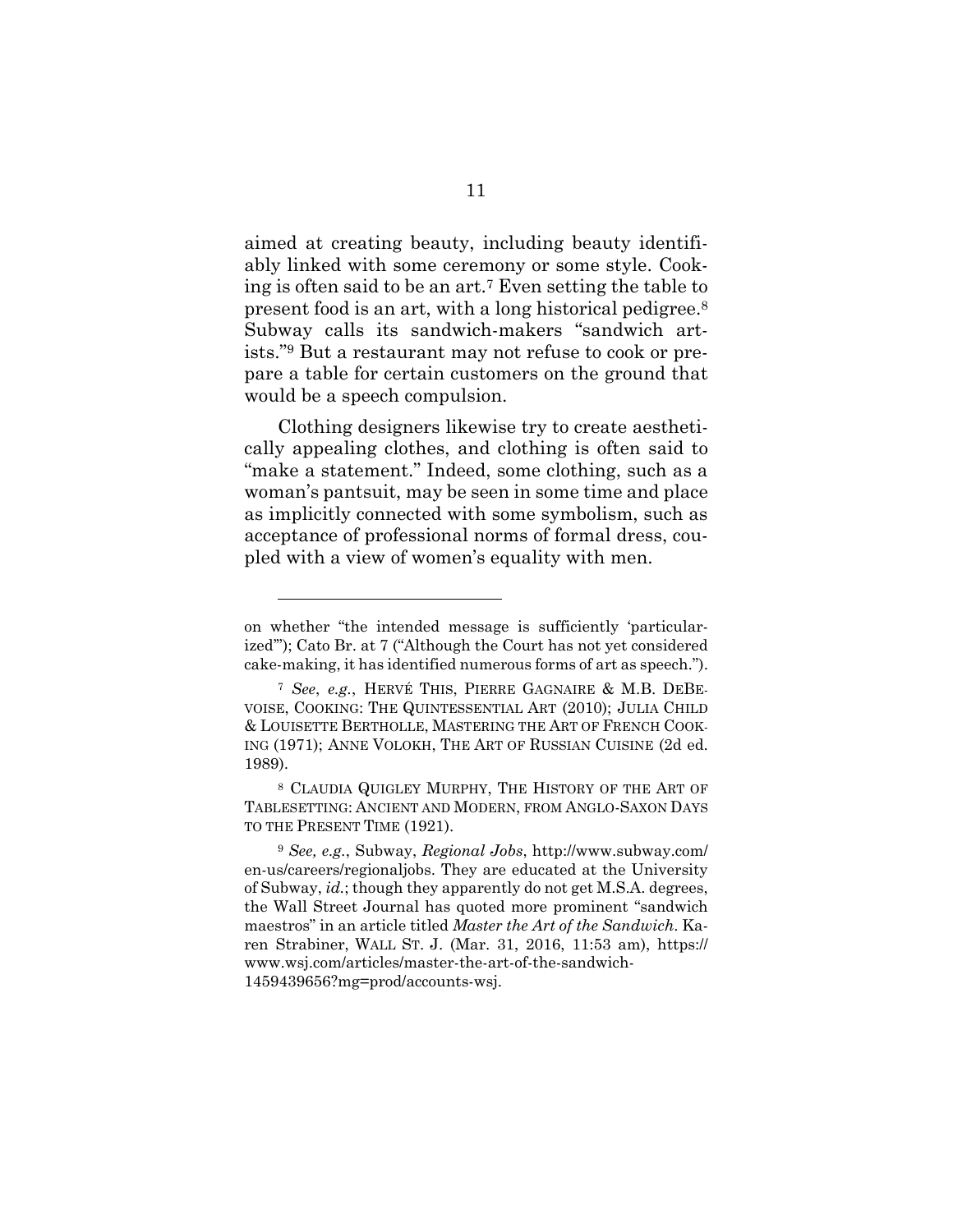aimed at creating beauty, including beauty identifiably linked with some ceremony or some style. Cooking is often said to be an art.[7] Even setting the table to present food is an art, with a long historical pedigree.[8] Subway calls its sandwich-makers "sandwich artists."[9] But a restaurant may not refuse to cook or prepare a table for certain customers on the ground that would be a speech compulsion.

Clothing designers likewise try to create aesthetically appealing clothes, and clothing is often said to "make a statement." Indeed, some clothing, such as a woman's pantsuit, may be seen in some time and place as implicitly connected with some symbolism, such as acceptance of professional norms of formal dress, coupled with a view of women's equality with men.

---

on whether "the intended message is sufficiently 'particularized'"); Cato Br. at 7 ("Although the Court has not yet considered cake-making, it has identified numerous forms of art as speech.").

[7] *See*, *e.g.*, HERVÉ THIS, PIERRE GAGNAIRE & M.B. DEBEVOISE, COOKING: THE QUINTESSENTIAL ART (2010); JULIA CHILD & LOUISETTE BERTHOLLE, MASTERING THE ART OF FRENCH COOKING (1971); ANNE VOLOKH, THE ART OF RUSSIAN CUISINE (2d ed. 1989).

[8] CLAUDIA QUIGLEY MURPHY, THE HISTORY OF THE ART OF TABLESETTING: ANCIENT AND MODERN, FROM ANGLO-SAXON DAYS TO THE PRESENT TIME (1921).

[9] *See, e.g.*, Subway, *Regional Jobs*, http://www.subway.com/en-us/careers/regionaljobs. They are educated at the University of Subway, *id.*; though they apparently do not get M.S.A. degrees, the Wall Street Journal has quoted more prominent "sandwich maestros" in an article titled *Master the Art of the Sandwich*. Karen Strabiner, WALL ST. J. (Mar. 31, 2016, 11:53 am), https://www.wsj.com/articles/master-the-art-of-the-sandwich-1459439656?mg=prod/accounts-wsj.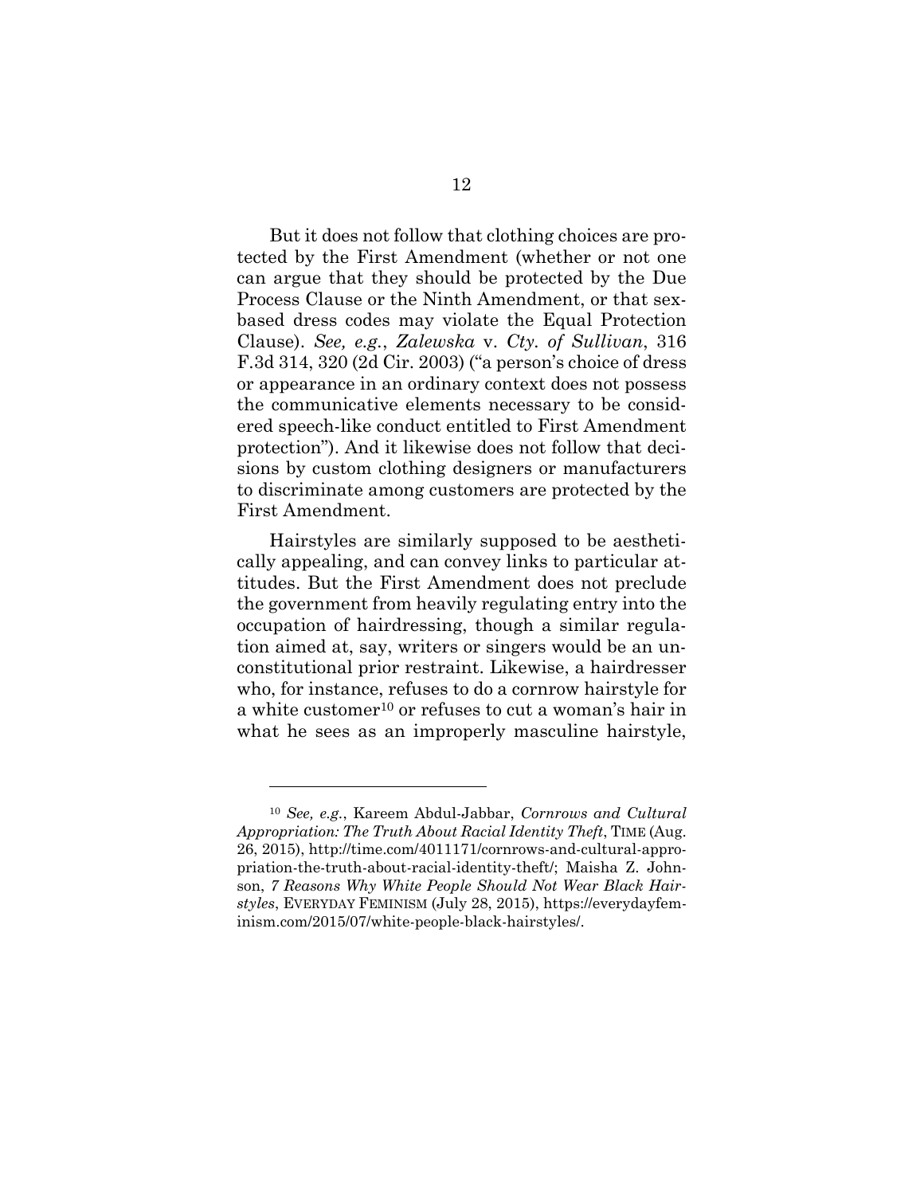But it does not follow that clothing choices are protected by the First Amendment (whether or not one can argue that they should be protected by the Due Process Clause or the Ninth Amendment, or that sex-based dress codes may violate the Equal Protection Clause). *See, e.g.*, *Zalewska* v. *Cty. of Sullivan*, 316 F.3d 314, 320 (2d Cir. 2003) ("a person's choice of dress or appearance in an ordinary context does not possess the communicative elements necessary to be considered speech-like conduct entitled to First Amendment protection"). And it likewise does not follow that decisions by custom clothing designers or manufacturers to discriminate among customers are protected by the First Amendment.

Hairstyles are similarly supposed to be aesthetically appealing, and can convey links to particular attitudes. But the First Amendment does not preclude the government from heavily regulating entry into the occupation of hairdressing, though a similar regulation aimed at, say, writers or singers would be an unconstitutional prior restraint. Likewise, a hairdresser who, for instance, refuses to do a cornrow hairstyle for a white customer[10] or refuses to cut a woman's hair in what he sees as an improperly masculine hairstyle,

---

[10] *See, e.g.*, Kareem Abdul-Jabbar, *Cornrows and Cultural Appropriation: The Truth About Racial Identity Theft*, TIME (Aug. 26, 2015), http://time.com/4011171/cornrows-and-cultural-appropriation-the-truth-about-racial-identity-theft/; Maisha Z. Johnson, *7 Reasons Why White People Should Not Wear Black Hairstyles*, EVERYDAY FEMINISM (July 28, 2015), https://everydayfeminism.com/2015/07/white-people-black-hairstyles/.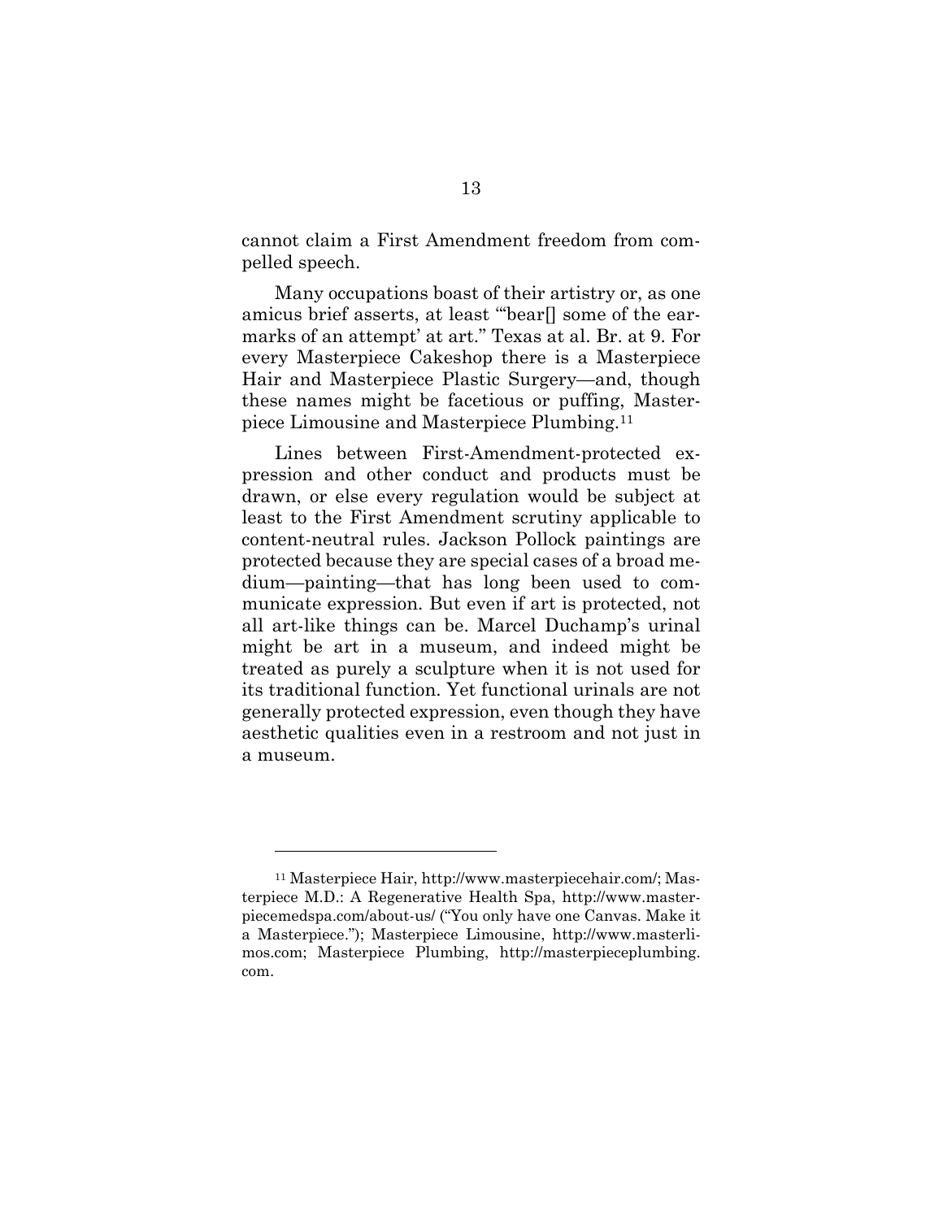cannot claim a First Amendment freedom from compelled speech.

Many occupations boast of their artistry or, as one amicus brief asserts, at least "'bear[] some of the earmarks of an attempt' at art." Texas at al. Br. at 9. For every Masterpiece Cakeshop there is a Masterpiece Hair and Masterpiece Plastic Surgery—and, though these names might be facetious or puffing, Masterpiece Limousine and Masterpiece Plumbing.[11]

Lines between First-Amendment-protected expression and other conduct and products must be drawn, or else every regulation would be subject at least to the First Amendment scrutiny applicable to content-neutral rules. Jackson Pollock paintings are protected because they are special cases of a broad medium—painting—that has long been used to communicate expression. But even if art is protected, not all art-like things can be. Marcel Duchamp's urinal might be art in a museum, and indeed might be treated as purely a sculpture when it is not used for its traditional function. Yet functional urinals are not generally protected expression, even though they have aesthetic qualities even in a restroom and not just in a museum.

---

[11] Masterpiece Hair, http://www.masterpiecehair.com/; Masterpiece M.D.: A Regenerative Health Spa, http://www.masterpiecemedspa.com/about-us/ ("You only have one Canvas. Make it a Masterpiece."); Masterpiece Limousine, http://www.masterlimos.com; Masterpiece Plumbing, http://masterpieceplumbing.com.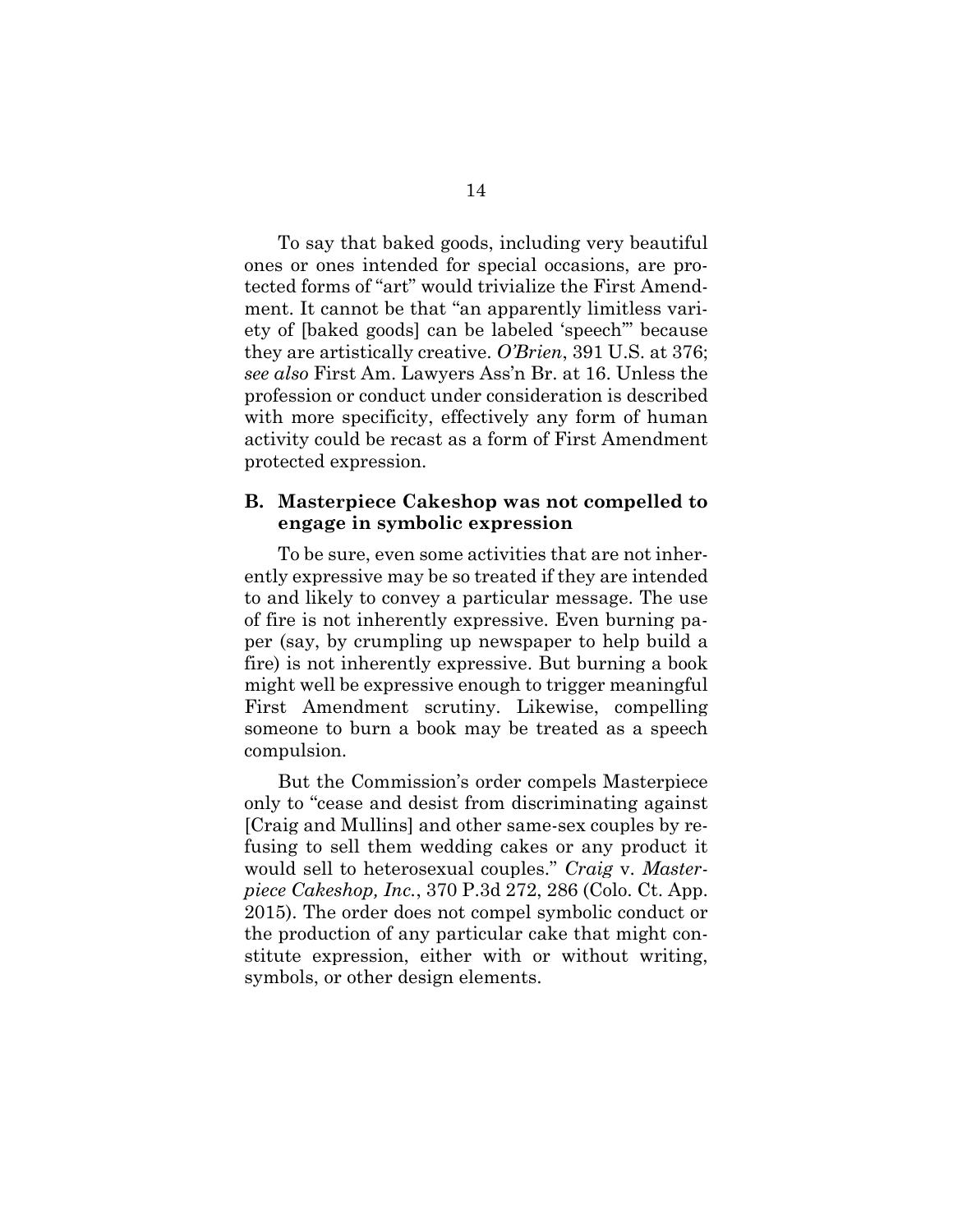To say that baked goods, including very beautiful ones or ones intended for special occasions, are protected forms of "art" would trivialize the First Amendment. It cannot be that "an apparently limitless variety of [baked goods] can be labeled 'speech'" because they are artistically creative. *O'Brien*, 391 U.S. at 376; *see also* First Am. Lawyers Ass'n Br. at 16. Unless the profession or conduct under consideration is described with more specificity, effectively any form of human activity could be recast as a form of First Amendment protected expression.

### B. Masterpiece Cakeshop was not compelled to engage in symbolic expression

To be sure, even some activities that are not inherently expressive may be so treated if they are intended to and likely to convey a particular message. The use of fire is not inherently expressive. Even burning paper (say, by crumpling up newspaper to help build a fire) is not inherently expressive. But burning a book might well be expressive enough to trigger meaningful First Amendment scrutiny. Likewise, compelling someone to burn a book may be treated as a speech compulsion.

But the Commission's order compels Masterpiece only to "cease and desist from discriminating against [Craig and Mullins] and other same-sex couples by refusing to sell them wedding cakes or any product it would sell to heterosexual couples." *Craig* v. *Masterpiece Cakeshop, Inc.*, 370 P.3d 272, 286 (Colo. Ct. App. 2015). The order does not compel symbolic conduct or the production of any particular cake that might constitute expression, either with or without writing, symbols, or other design elements.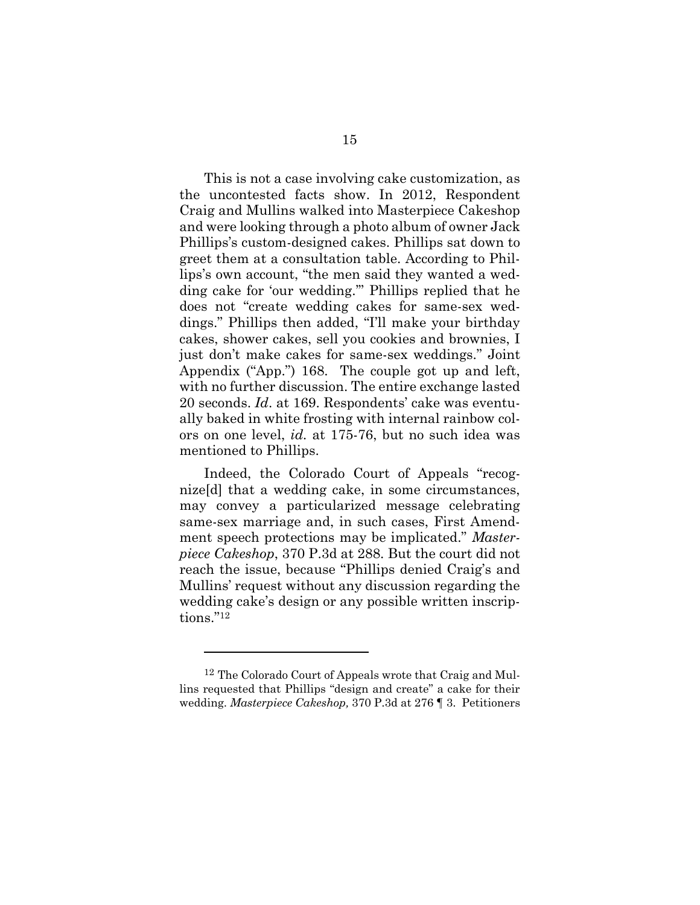This is not a case involving cake customization, as the uncontested facts show. In 2012, Respondent Craig and Mullins walked into Masterpiece Cakeshop and were looking through a photo album of owner Jack Phillips's custom-designed cakes. Phillips sat down to greet them at a consultation table. According to Phillips's own account, "the men said they wanted a wedding cake for 'our wedding.'" Phillips replied that he does not "create wedding cakes for same-sex weddings." Phillips then added, "I'll make your birthday cakes, shower cakes, sell you cookies and brownies, I just don't make cakes for same-sex weddings." Joint Appendix ("App.") 168. The couple got up and left, with no further discussion. The entire exchange lasted 20 seconds. *Id*. at 169. Respondents' cake was eventually baked in white frosting with internal rainbow colors on one level, *id.* at 175-76, but no such idea was mentioned to Phillips.

Indeed, the Colorado Court of Appeals "recognize[d] that a wedding cake, in some circumstances, may convey a particularized message celebrating same-sex marriage and, in such cases, First Amendment speech protections may be implicated." *Masterpiece Cakeshop*, 370 P.3d at 288. But the court did not reach the issue, because "Phillips denied Craig's and Mullins' request without any discussion regarding the wedding cake's design or any possible written inscriptions."[12]

---

[12] The Colorado Court of Appeals wrote that Craig and Mullins requested that Phillips "design and create" a cake for their wedding. *Masterpiece Cakeshop,* 370 P.3d at 276 ¶ 3. Petitioners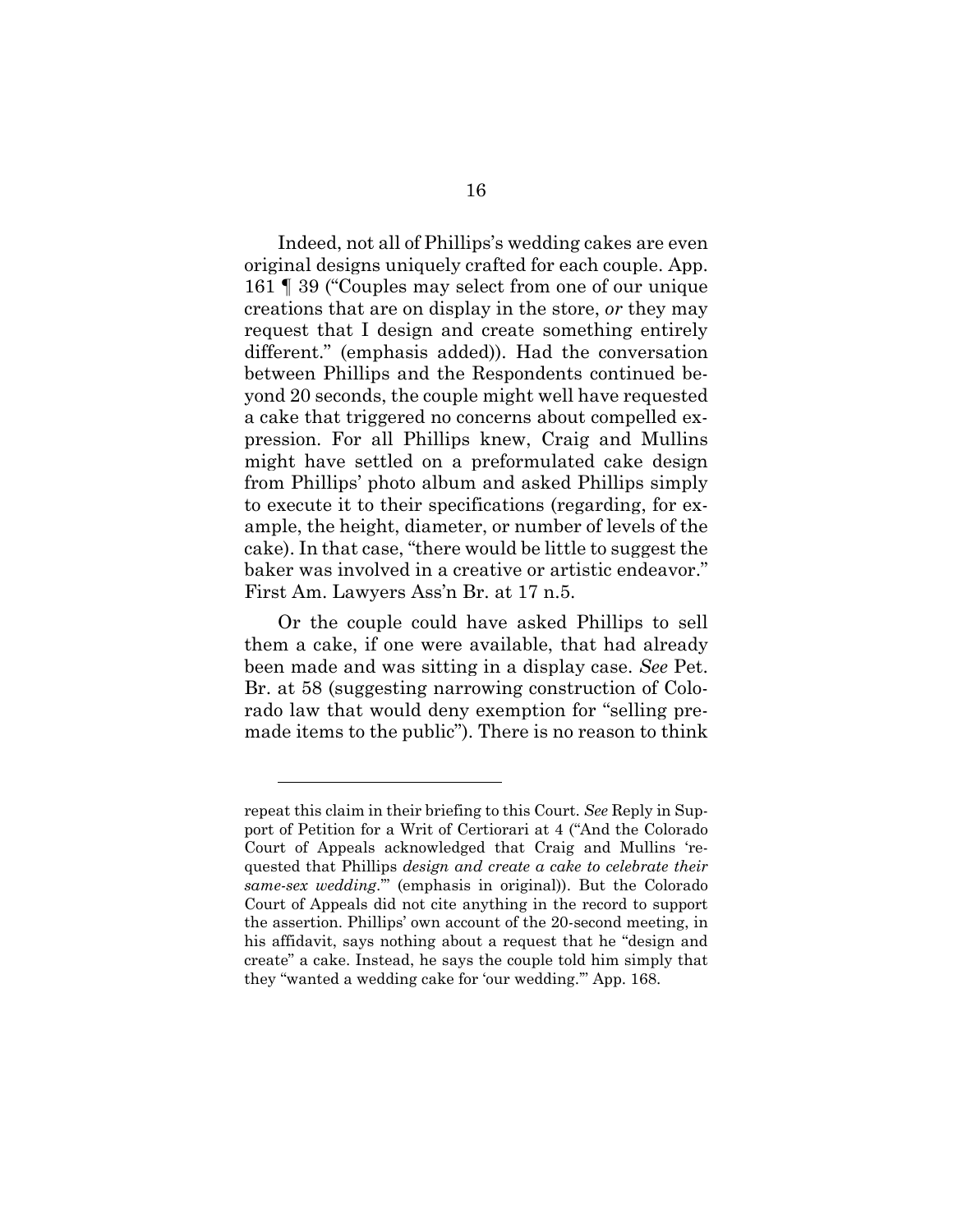Indeed, not all of Phillips's wedding cakes are even original designs uniquely crafted for each couple. App. 161 ¶ 39 ("Couples may select from one of our unique creations that are on display in the store, *or* they may request that I design and create something entirely different." (emphasis added)). Had the conversation between Phillips and the Respondents continued beyond 20 seconds, the couple might well have requested a cake that triggered no concerns about compelled expression. For all Phillips knew, Craig and Mullins might have settled on a preformulated cake design from Phillips' photo album and asked Phillips simply to execute it to their specifications (regarding, for example, the height, diameter, or number of levels of the cake). In that case, "there would be little to suggest the baker was involved in a creative or artistic endeavor." First Am. Lawyers Ass'n Br. at 17 n.5.

Or the couple could have asked Phillips to sell them a cake, if one were available, that had already been made and was sitting in a display case. *See* Pet. Br. at 58 (suggesting narrowing construction of Colorado law that would deny exemption for "selling premade items to the public"). There is no reason to think

---

repeat this claim in their briefing to this Court. *See* Reply in Support of Petition for a Writ of Certiorari at 4 ("And the Colorado Court of Appeals acknowledged that Craig and Mullins 'requested that Phillips *design and create a cake to celebrate their same-sex wedding*.'" (emphasis in original)). But the Colorado Court of Appeals did not cite anything in the record to support the assertion. Phillips' own account of the 20-second meeting, in his affidavit, says nothing about a request that he "design and create" a cake. Instead, he says the couple told him simply that they "wanted a wedding cake for 'our wedding.'" App. 168.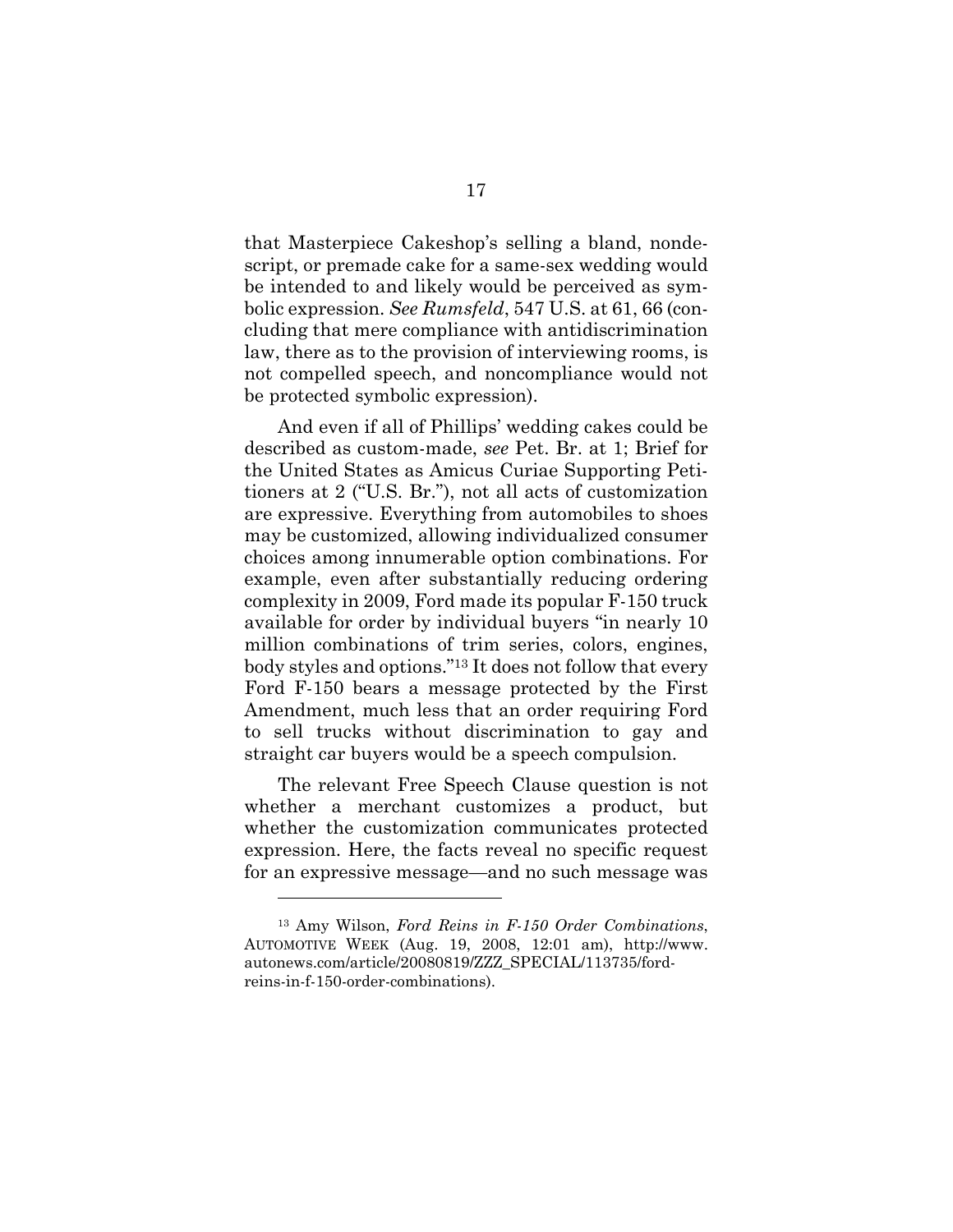that Masterpiece Cakeshop's selling a bland, nondescript, or premade cake for a same-sex wedding would be intended to and likely would be perceived as symbolic expression. *See Rumsfeld*, 547 U.S. at 61, 66 (concluding that mere compliance with antidiscrimination law, there as to the provision of interviewing rooms, is not compelled speech, and noncompliance would not be protected symbolic expression).

And even if all of Phillips' wedding cakes could be described as custom-made, *see* Pet. Br. at 1; Brief for the United States as Amicus Curiae Supporting Petitioners at 2 ("U.S. Br."), not all acts of customization are expressive. Everything from automobiles to shoes may be customized, allowing individualized consumer choices among innumerable option combinations. For example, even after substantially reducing ordering complexity in 2009, Ford made its popular F-150 truck available for order by individual buyers "in nearly 10 million combinations of trim series, colors, engines, body styles and options."[13] It does not follow that every Ford F-150 bears a message protected by the First Amendment, much less that an order requiring Ford to sell trucks without discrimination to gay and straight car buyers would be a speech compulsion.

The relevant Free Speech Clause question is not whether a merchant customizes a product, but whether the customization communicates protected expression. Here, the facts reveal no specific request for an expressive message—and no such message was

---

[13] Amy Wilson, *Ford Reins in F-150 Order Combinations*, AUTOMOTIVE WEEK (Aug. 19, 2008, 12:01 am), http://www.autonews.com/article/20080819/ZZZ_SPECIAL/113735/ford-reins-in-f-150-order-combinations).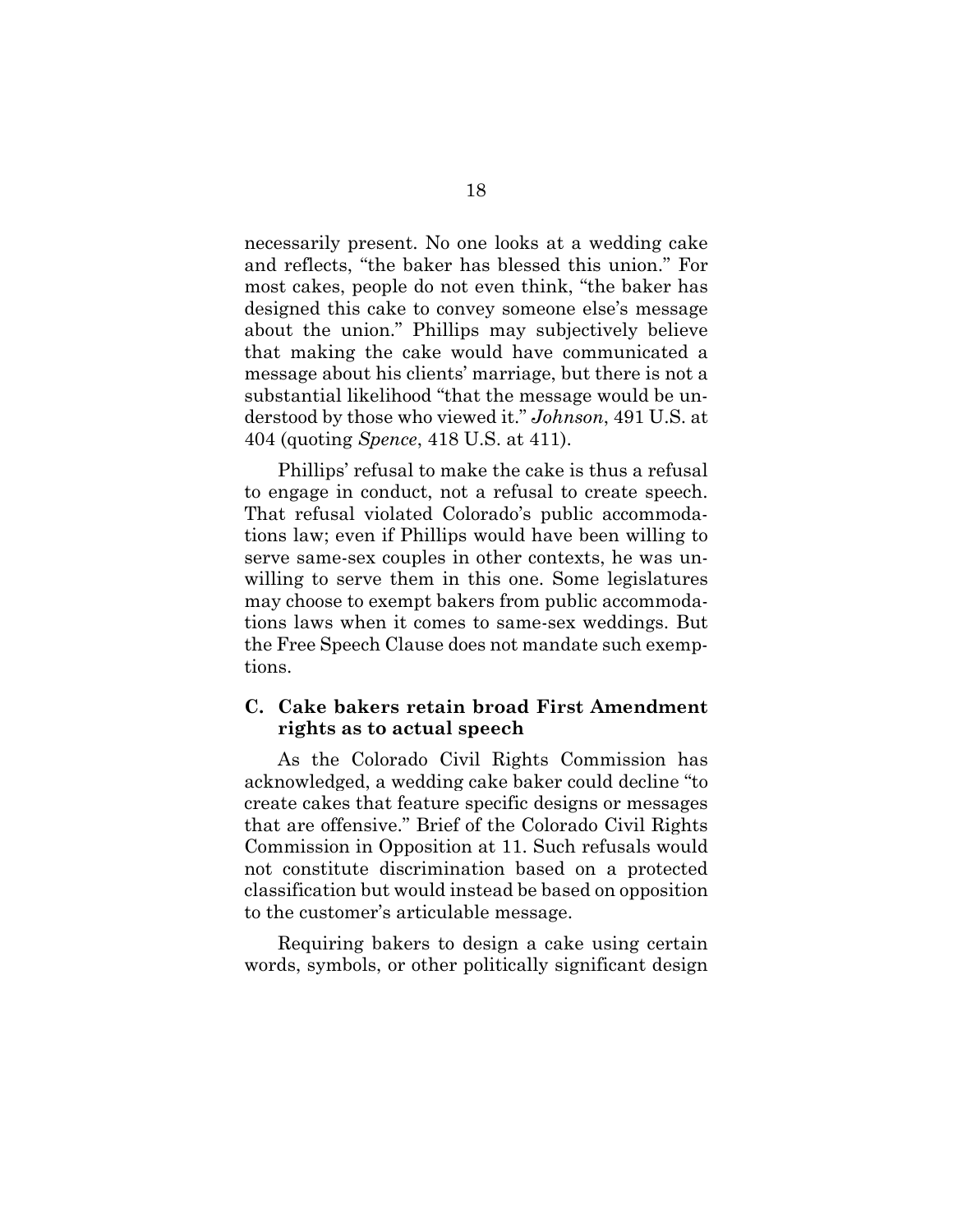necessarily present. No one looks at a wedding cake and reflects, "the baker has blessed this union." For most cakes, people do not even think, "the baker has designed this cake to convey someone else's message about the union." Phillips may subjectively believe that making the cake would have communicated a message about his clients' marriage, but there is not a substantial likelihood "that the message would be understood by those who viewed it." *Johnson*, 491 U.S. at 404 (quoting *Spence*, 418 U.S. at 411).

Phillips' refusal to make the cake is thus a refusal to engage in conduct, not a refusal to create speech. That refusal violated Colorado's public accommodations law; even if Phillips would have been willing to serve same-sex couples in other contexts, he was unwilling to serve them in this one. Some legislatures may choose to exempt bakers from public accommodations laws when it comes to same-sex weddings. But the Free Speech Clause does not mandate such exemptions.

### C. Cake bakers retain broad First Amendment rights as to actual speech

As the Colorado Civil Rights Commission has acknowledged, a wedding cake baker could decline "to create cakes that feature specific designs or messages that are offensive." Brief of the Colorado Civil Rights Commission in Opposition at 11. Such refusals would not constitute discrimination based on a protected classification but would instead be based on opposition to the customer's articulable message.

Requiring bakers to design a cake using certain words, symbols, or other politically significant design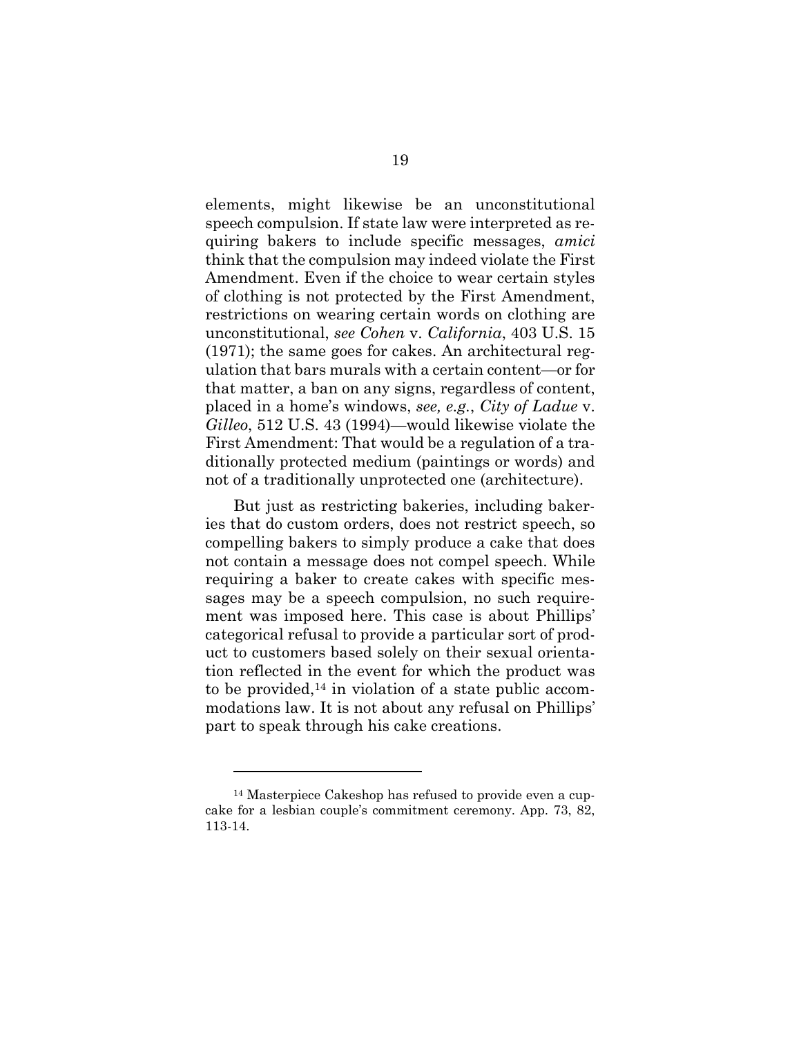elements, might likewise be an unconstitutional speech compulsion. If state law were interpreted as requiring bakers to include specific messages, *amici* think that the compulsion may indeed violate the First Amendment. Even if the choice to wear certain styles of clothing is not protected by the First Amendment, restrictions on wearing certain words on clothing are unconstitutional, *see Cohen* v. *California*, 403 U.S. 15 (1971); the same goes for cakes. An architectural regulation that bars murals with a certain content—or for that matter, a ban on any signs, regardless of content, placed in a home's windows, *see, e.g.*, *City of Ladue* v. *Gilleo*, 512 U.S. 43 (1994)—would likewise violate the First Amendment: That would be a regulation of a traditionally protected medium (paintings or words) and not of a traditionally unprotected one (architecture).

But just as restricting bakeries, including bakeries that do custom orders, does not restrict speech, so compelling bakers to simply produce a cake that does not contain a message does not compel speech. While requiring a baker to create cakes with specific messages may be a speech compulsion, no such requirement was imposed here. This case is about Phillips' categorical refusal to provide a particular sort of product to customers based solely on their sexual orientation reflected in the event for which the product was to be provided,[14] in violation of a state public accommodations law. It is not about any refusal on Phillips' part to speak through his cake creations.

---

[14] Masterpiece Cakeshop has refused to provide even a cupcake for a lesbian couple's commitment ceremony. App. 73, 82, 113-14.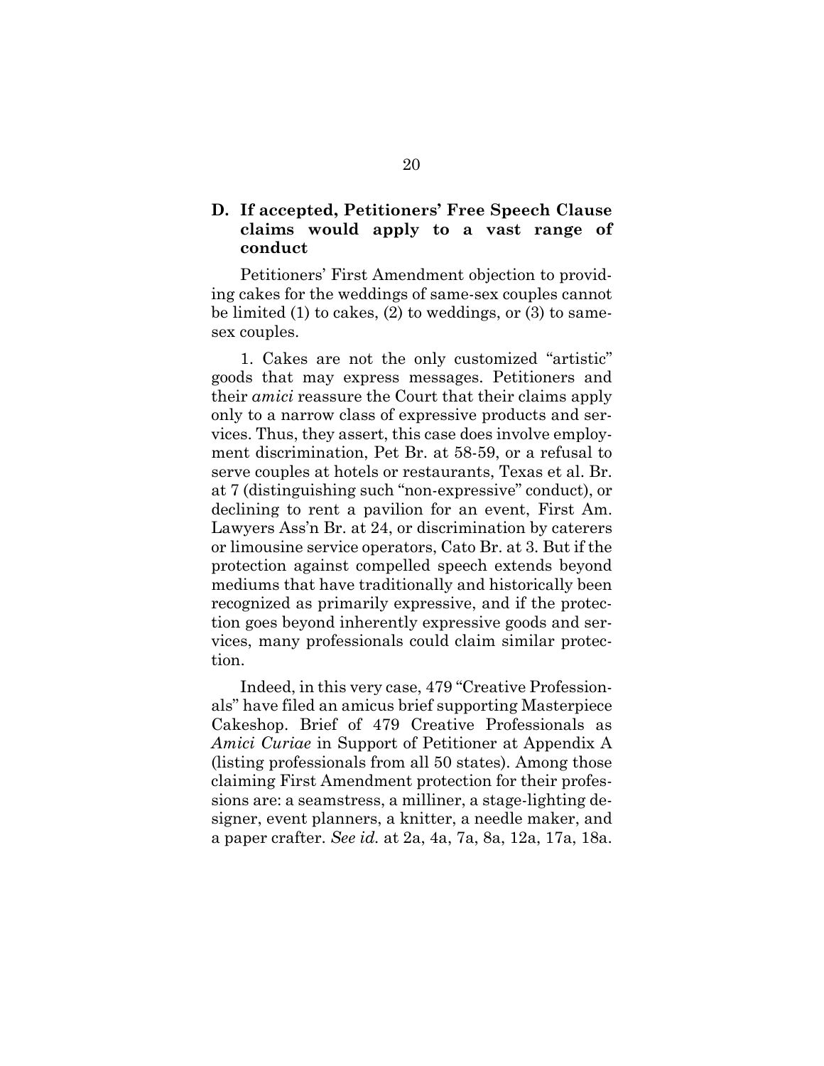### D. If accepted, Petitioners' Free Speech Clause claims would apply to a vast range of conduct

Petitioners' First Amendment objection to providing cakes for the weddings of same-sex couples cannot be limited (1) to cakes, (2) to weddings, or (3) to same-sex couples.

1. Cakes are not the only customized "artistic" goods that may express messages. Petitioners and their *amici* reassure the Court that their claims apply only to a narrow class of expressive products and services. Thus, they assert, this case does involve employment discrimination, Pet Br. at 58-59, or a refusal to serve couples at hotels or restaurants, Texas et al. Br. at 7 (distinguishing such "non-expressive" conduct), or declining to rent a pavilion for an event, First Am. Lawyers Ass'n Br. at 24, or discrimination by caterers or limousine service operators, Cato Br. at 3. But if the protection against compelled speech extends beyond mediums that have traditionally and historically been recognized as primarily expressive, and if the protection goes beyond inherently expressive goods and services, many professionals could claim similar protection.

Indeed, in this very case, 479 "Creative Professionals" have filed an amicus brief supporting Masterpiece Cakeshop. Brief of 479 Creative Professionals as *Amici Curiae* in Support of Petitioner at Appendix A (listing professionals from all 50 states). Among those claiming First Amendment protection for their professions are: a seamstress, a milliner, a stage-lighting designer, event planners, a knitter, a needle maker, and a paper crafter. *See id.* at 2a, 4a, 7a, 8a, 12a, 17a, 18a.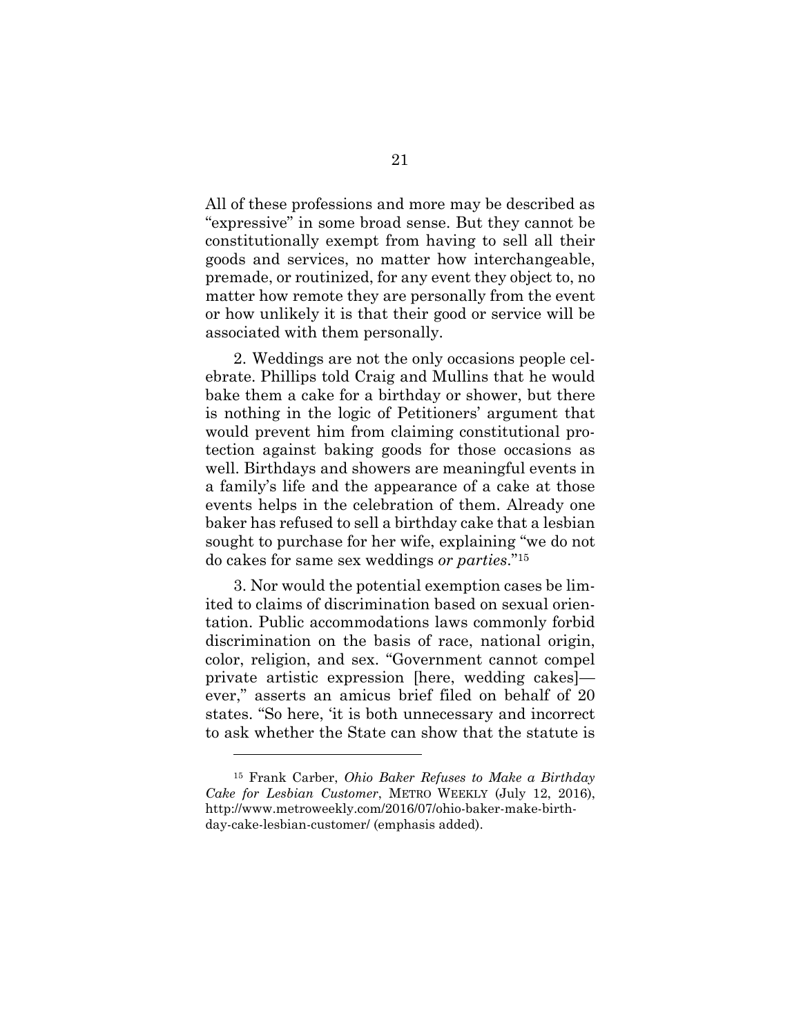All of these professions and more may be described as "expressive" in some broad sense. But they cannot be constitutionally exempt from having to sell all their goods and services, no matter how interchangeable, premade, or routinized, for any event they object to, no matter how remote they are personally from the event or how unlikely it is that their good or service will be associated with them personally.

2. Weddings are not the only occasions people celebrate. Phillips told Craig and Mullins that he would bake them a cake for a birthday or shower, but there is nothing in the logic of Petitioners' argument that would prevent him from claiming constitutional protection against baking goods for those occasions as well. Birthdays and showers are meaningful events in a family's life and the appearance of a cake at those events helps in the celebration of them. Already one baker has refused to sell a birthday cake that a lesbian sought to purchase for her wife, explaining "we do not do cakes for same sex weddings *or parties*."[15]

3. Nor would the potential exemption cases be limited to claims of discrimination based on sexual orientation. Public accommodations laws commonly forbid discrimination on the basis of race, national origin, color, religion, and sex. "Government cannot compel private artistic expression [here, wedding cakes]—ever," asserts an amicus brief filed on behalf of 20 states. "So here, 'it is both unnecessary and incorrect to ask whether the State can show that the statute is

---

[15] Frank Carber, *Ohio Baker Refuses to Make a Birthday Cake for Lesbian Customer*, METRO WEEKLY (July 12, 2016), http://www.metroweekly.com/2016/07/ohio-baker-make-birthday-cake-lesbian-customer/ (emphasis added).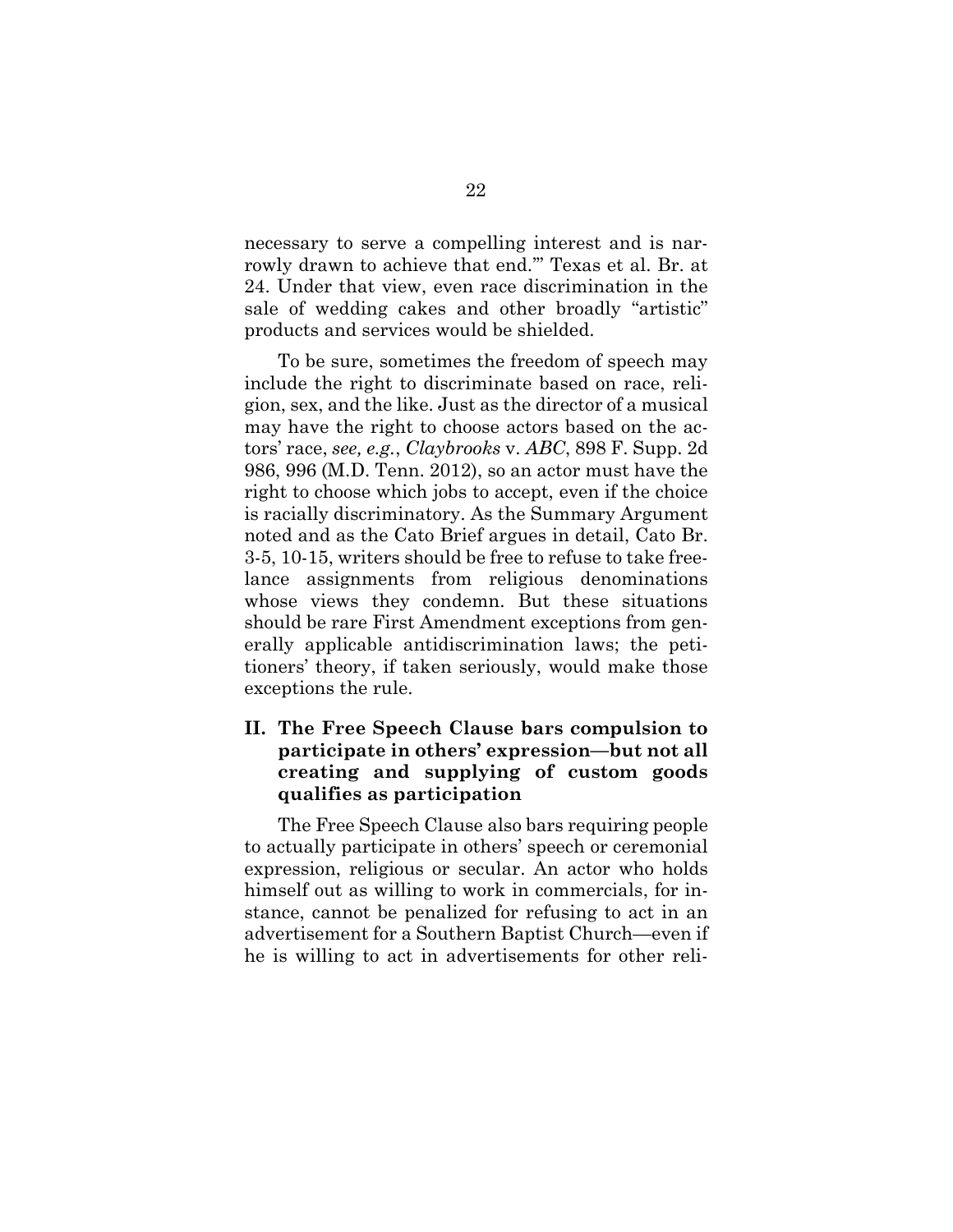necessary to serve a compelling interest and is narrowly drawn to achieve that end.'" Texas et al. Br. at 24. Under that view, even race discrimination in the sale of wedding cakes and other broadly "artistic" products and services would be shielded.

To be sure, sometimes the freedom of speech may include the right to discriminate based on race, religion, sex, and the like. Just as the director of a musical may have the right to choose actors based on the actors' race, *see, e.g.*, *Claybrooks* v. *ABC*, 898 F. Supp. 2d 986, 996 (M.D. Tenn. 2012), so an actor must have the right to choose which jobs to accept, even if the choice is racially discriminatory. As the Summary Argument noted and as the Cato Brief argues in detail, Cato Br. 3-5, 10-15, writers should be free to refuse to take freelance assignments from religious denominations whose views they condemn. But these situations should be rare First Amendment exceptions from generally applicable antidiscrimination laws; the petitioners' theory, if taken seriously, would make those exceptions the rule.

## II. The Free Speech Clause bars compulsion to participate in others' expression—but not all creating and supplying of custom goods qualifies as participation

The Free Speech Clause also bars requiring people to actually participate in others' speech or ceremonial expression, religious or secular. An actor who holds himself out as willing to work in commercials, for instance, cannot be penalized for refusing to act in an advertisement for a Southern Baptist Church—even if he is willing to act in advertisements for other reli-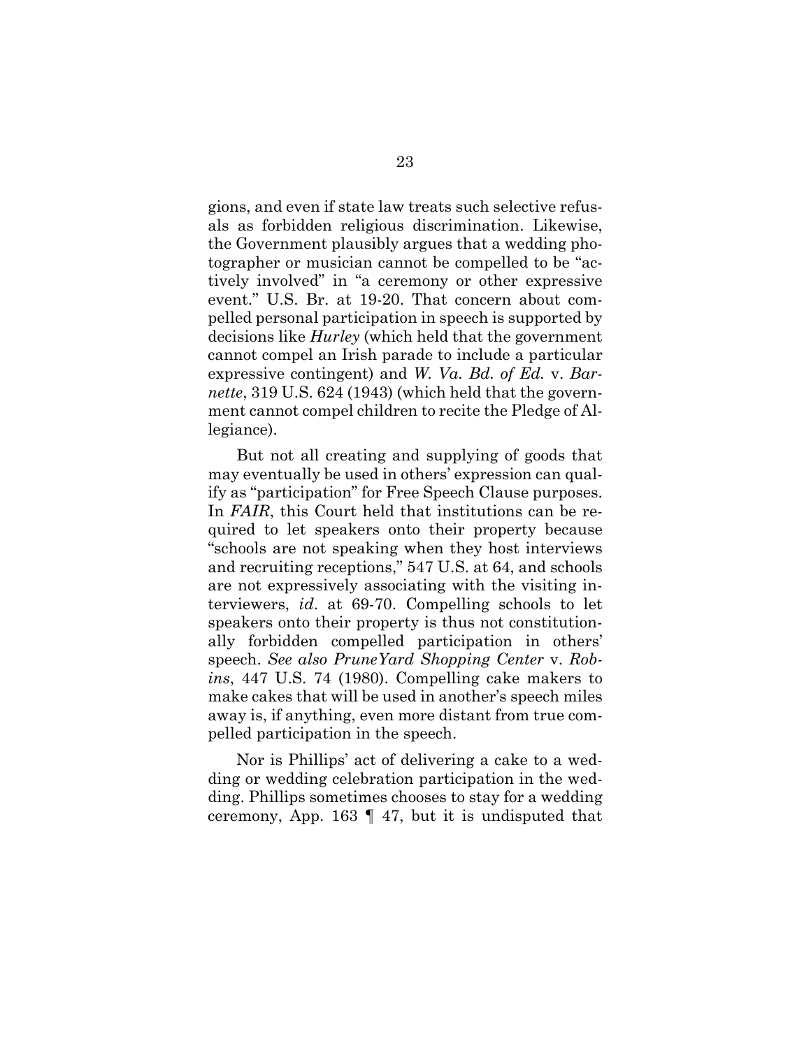gions, and even if state law treats such selective refusals as forbidden religious discrimination. Likewise, the Government plausibly argues that a wedding photographer or musician cannot be compelled to be "actively involved" in "a ceremony or other expressive event." U.S. Br. at 19-20. That concern about compelled personal participation in speech is supported by decisions like *Hurley* (which held that the government cannot compel an Irish parade to include a particular expressive contingent) and *W. Va. Bd. of Ed.* v. *Barnette*, 319 U.S. 624 (1943) (which held that the government cannot compel children to recite the Pledge of Allegiance).

But not all creating and supplying of goods that may eventually be used in others' expression can qualify as "participation" for Free Speech Clause purposes. In *FAIR*, this Court held that institutions can be required to let speakers onto their property because "schools are not speaking when they host interviews and recruiting receptions," 547 U.S. at 64, and schools are not expressively associating with the visiting interviewers, *id*. at 69-70. Compelling schools to let speakers onto their property is thus not constitutionally forbidden compelled participation in others' speech. *See also PruneYard Shopping Center* v. *Robins*, 447 U.S. 74 (1980). Compelling cake makers to make cakes that will be used in another's speech miles away is, if anything, even more distant from true compelled participation in the speech.

Nor is Phillips' act of delivering a cake to a wedding or wedding celebration participation in the wedding. Phillips sometimes chooses to stay for a wedding ceremony, App. 163 ¶ 47, but it is undisputed that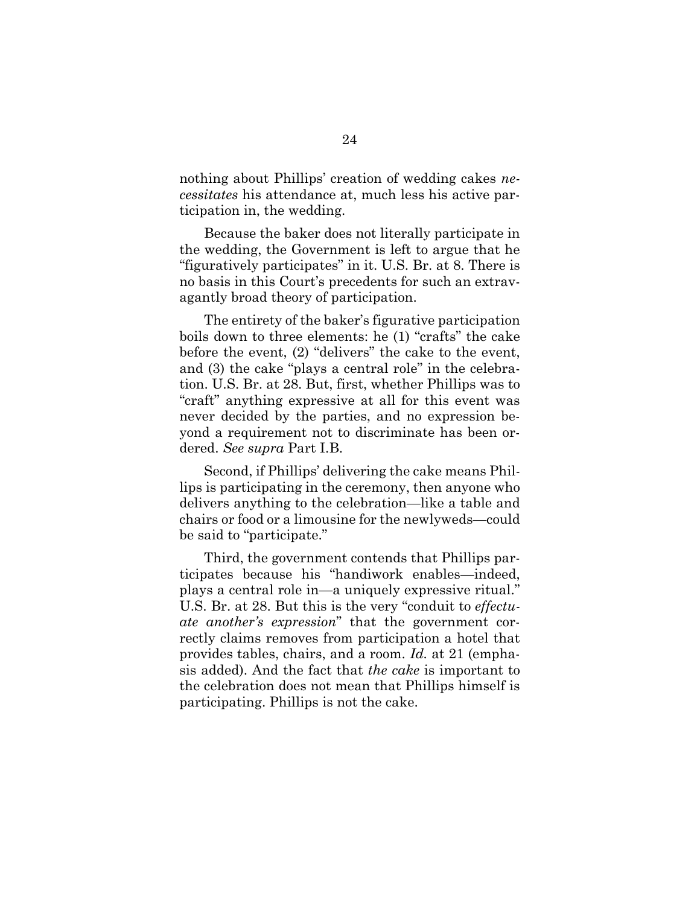nothing about Phillips' creation of wedding cakes *necessitates* his attendance at, much less his active participation in, the wedding.

Because the baker does not literally participate in the wedding, the Government is left to argue that he "figuratively participates" in it. U.S. Br. at 8. There is no basis in this Court's precedents for such an extravagantly broad theory of participation.

The entirety of the baker's figurative participation boils down to three elements: he (1) "crafts" the cake before the event, (2) "delivers" the cake to the event, and (3) the cake "plays a central role" in the celebration. U.S. Br. at 28. But, first, whether Phillips was to "craft" anything expressive at all for this event was never decided by the parties, and no expression beyond a requirement not to discriminate has been ordered. *See supra* Part I.B.

Second, if Phillips' delivering the cake means Phillips is participating in the ceremony, then anyone who delivers anything to the celebration—like a table and chairs or food or a limousine for the newlyweds—could be said to "participate."

Third, the government contends that Phillips participates because his "handiwork enables—indeed, plays a central role in—a uniquely expressive ritual." U.S. Br. at 28. But this is the very "conduit to *effectuate another's expression*" that the government correctly claims removes from participation a hotel that provides tables, chairs, and a room. *Id.* at 21 (emphasis added). And the fact that *the cake* is important to the celebration does not mean that Phillips himself is participating. Phillips is not the cake.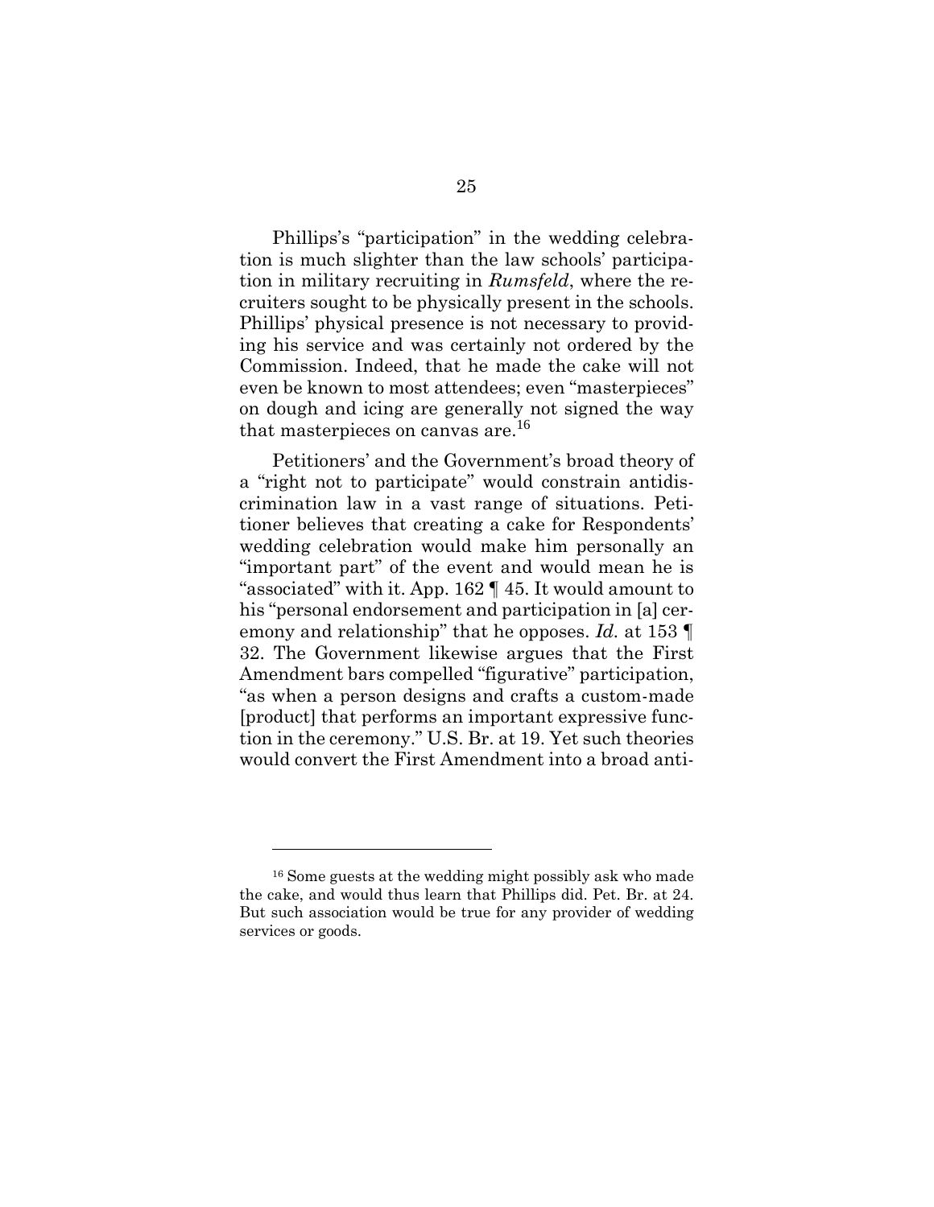Phillips's "participation" in the wedding celebration is much slighter than the law schools' participation in military recruiting in *Rumsfeld*, where the recruiters sought to be physically present in the schools. Phillips' physical presence is not necessary to providing his service and was certainly not ordered by the Commission. Indeed, that he made the cake will not even be known to most attendees; even "masterpieces" on dough and icing are generally not signed the way that masterpieces on canvas are.[16]

Petitioners' and the Government's broad theory of a "right not to participate" would constrain antidiscrimination law in a vast range of situations. Petitioner believes that creating a cake for Respondents' wedding celebration would make him personally an "important part" of the event and would mean he is "associated" with it. App. 162 ¶ 45. It would amount to his "personal endorsement and participation in [a] ceremony and relationship" that he opposes. *Id.* at 153 ¶ 32. The Government likewise argues that the First Amendment bars compelled "figurative" participation, "as when a person designs and crafts a custom-made [product] that performs an important expressive function in the ceremony." U.S. Br. at 19. Yet such theories would convert the First Amendment into a broad anti-

---

[16] Some guests at the wedding might possibly ask who made the cake, and would thus learn that Phillips did. Pet. Br. at 24. But such association would be true for any provider of wedding services or goods.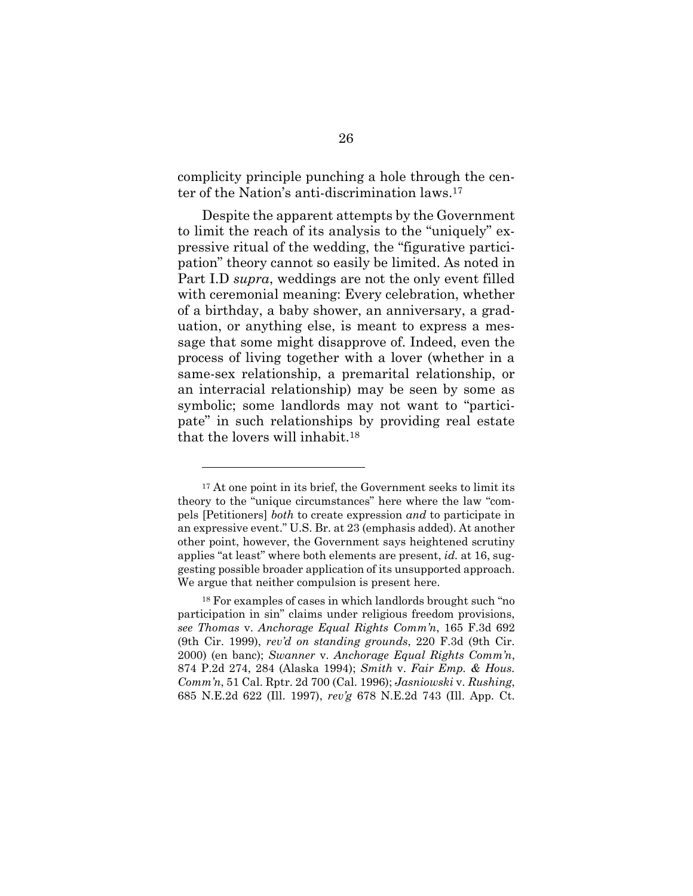complicity principle punching a hole through the center of the Nation's anti-discrimination laws.[17]

Despite the apparent attempts by the Government to limit the reach of its analysis to the "uniquely" expressive ritual of the wedding, the "figurative participation" theory cannot so easily be limited. As noted in Part I.D *supra*, weddings are not the only event filled with ceremonial meaning: Every celebration, whether of a birthday, a baby shower, an anniversary, a graduation, or anything else, is meant to express a message that some might disapprove of. Indeed, even the process of living together with a lover (whether in a same-sex relationship, a premarital relationship, or an interracial relationship) may be seen by some as symbolic; some landlords may not want to "participate" in such relationships by providing real estate that the lovers will inhabit.[18]

---

[17] At one point in its brief, the Government seeks to limit its theory to the "unique circumstances" here where the law "compels [Petitioners] *both* to create expression *and* to participate in an expressive event." U.S. Br. at 23 (emphasis added). At another other point, however, the Government says heightened scrutiny applies "at least" where both elements are present, *id.* at 16, suggesting possible broader application of its unsupported approach. We argue that neither compulsion is present here.

[18] For examples of cases in which landlords brought such "no participation in sin" claims under religious freedom provisions, *see Thomas* v. *Anchorage Equal Rights Comm'n*, 165 F.3d 692 (9th Cir. 1999), *rev'd on standing grounds*, 220 F.3d (9th Cir. 2000) (en banc); *Swanner* v. *Anchorage Equal Rights Comm'n*, 874 P.2d 274, 284 (Alaska 1994); *Smith* v. *Fair Emp. & Hous. Comm'n*, 51 Cal. Rptr. 2d 700 (Cal. 1996); *Jasniowski* v. *Rushing*, 685 N.E.2d 622 (Ill. 1997), *rev'g* 678 N.E.2d 743 (Ill. App. Ct.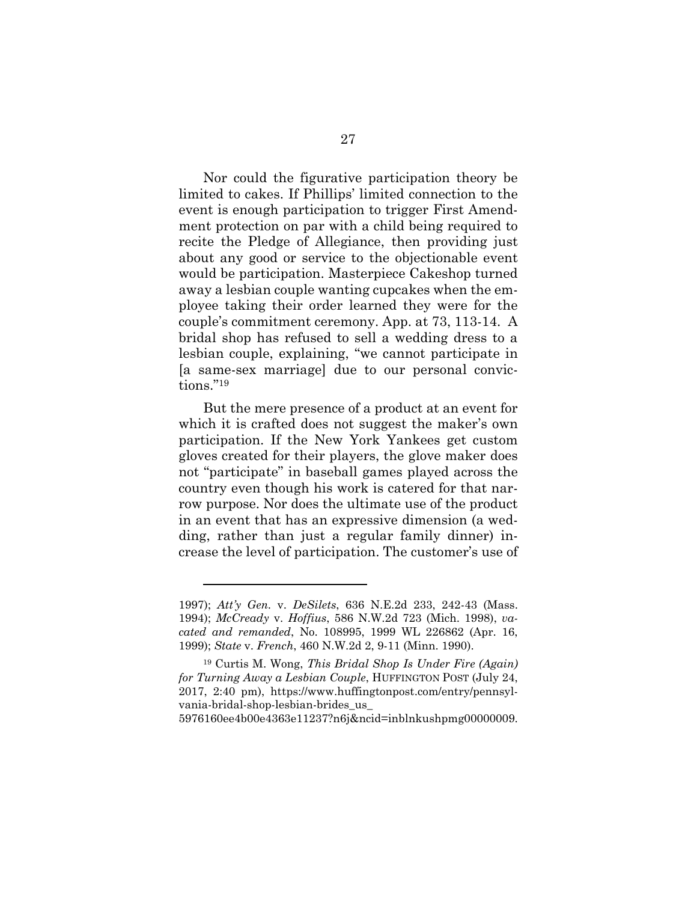Nor could the figurative participation theory be limited to cakes. If Phillips' limited connection to the event is enough participation to trigger First Amendment protection on par with a child being required to recite the Pledge of Allegiance, then providing just about any good or service to the objectionable event would be participation. Masterpiece Cakeshop turned away a lesbian couple wanting cupcakes when the employee taking their order learned they were for the couple's commitment ceremony. App. at 73, 113-14. A bridal shop has refused to sell a wedding dress to a lesbian couple, explaining, "we cannot participate in [a same-sex marriage] due to our personal convictions."[19]

But the mere presence of a product at an event for which it is crafted does not suggest the maker's own participation. If the New York Yankees get custom gloves created for their players, the glove maker does not "participate" in baseball games played across the country even though his work is catered for that narrow purpose. Nor does the ultimate use of the product in an event that has an expressive dimension (a wedding, rather than just a regular family dinner) increase the level of participation. The customer's use of

---

1997); *Att'y Gen.* v. *DeSilets*, 636 N.E.2d 233, 242-43 (Mass. 1994); *McCready* v. *Hoffius*, 586 N.W.2d 723 (Mich. 1998), *vacated and remanded*, No. 108995, 1999 WL 226862 (Apr. 16, 1999); *State* v. *French*, 460 N.W.2d 2, 9-11 (Minn. 1990).

[19] Curtis M. Wong, *This Bridal Shop Is Under Fire (Again) for Turning Away a Lesbian Couple*, HUFFINGTON POST (July 24, 2017, 2:40 pm), https://www.huffingtonpost.com/entry/pennsylvania-bridal-shop-lesbian-brides_us_5976160ee4b00e4363e11237?n6j&ncid=inblnkushpmg00000009.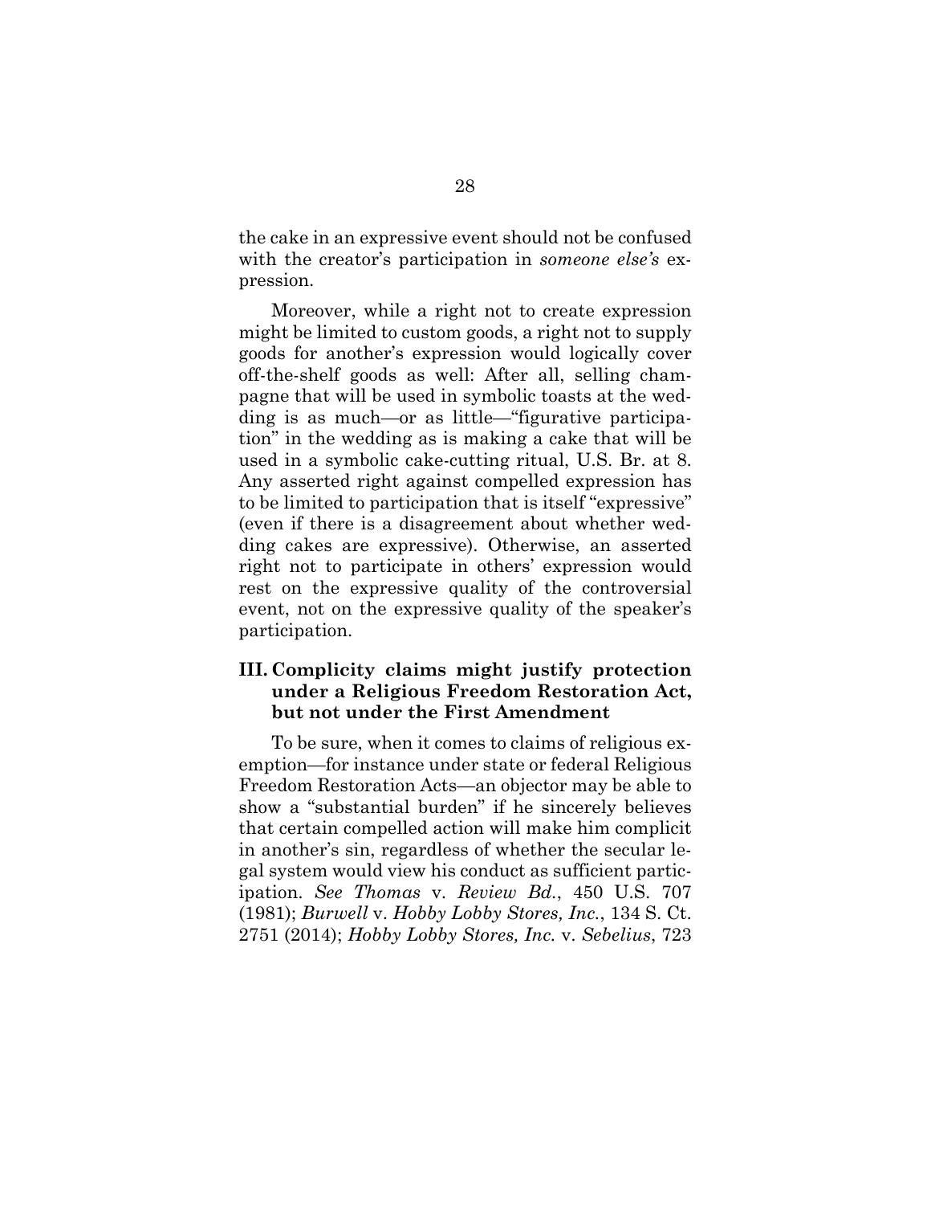the cake in an expressive event should not be confused with the creator's participation in *someone else's* expression.

Moreover, while a right not to create expression might be limited to custom goods, a right not to supply goods for another's expression would logically cover off-the-shelf goods as well: After all, selling champagne that will be used in symbolic toasts at the wedding is as much—or as little—"figurative participation" in the wedding as is making a cake that will be used in a symbolic cake-cutting ritual, U.S. Br. at 8. Any asserted right against compelled expression has to be limited to participation that is itself "expressive" (even if there is a disagreement about whether wedding cakes are expressive). Otherwise, an asserted right not to participate in others' expression would rest on the expressive quality of the controversial event, not on the expressive quality of the speaker's participation.

## III. Complicity claims might justify protection under a Religious Freedom Restoration Act, but not under the First Amendment

To be sure, when it comes to claims of religious exemption—for instance under state or federal Religious Freedom Restoration Acts—an objector may be able to show a "substantial burden" if he sincerely believes that certain compelled action will make him complicit in another's sin, regardless of whether the secular legal system would view his conduct as sufficient participation. *See Thomas* v. *Review Bd.*, 450 U.S. 707 (1981); *Burwell* v. *Hobby Lobby Stores, Inc.*, 134 S. Ct. 2751 (2014); *Hobby Lobby Stores, Inc.* v. *Sebelius*, 723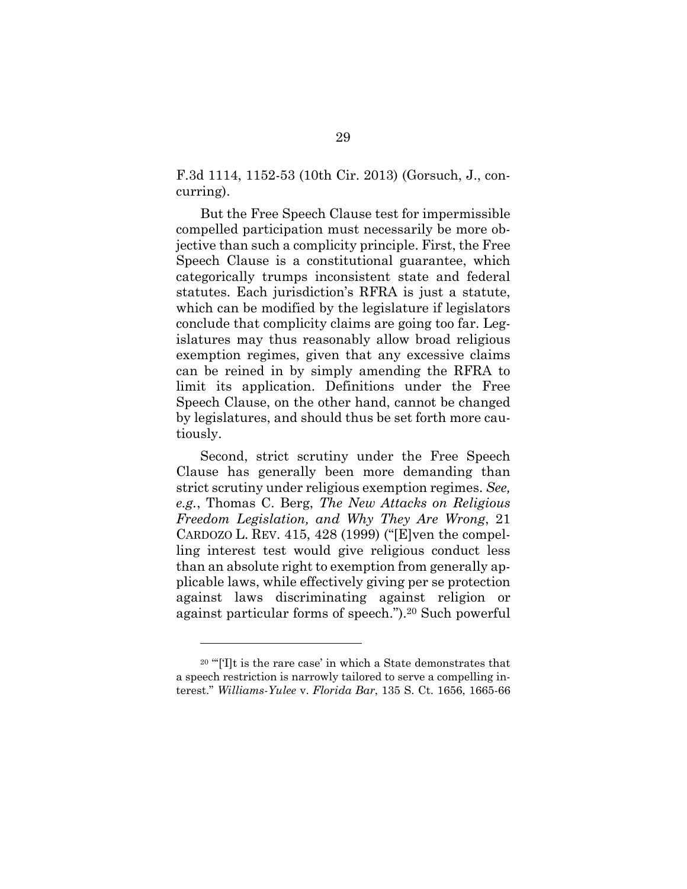F.3d 1114, 1152-53 (10th Cir. 2013) (Gorsuch, J., concurring).

But the Free Speech Clause test for impermissible compelled participation must necessarily be more objective than such a complicity principle. First, the Free Speech Clause is a constitutional guarantee, which categorically trumps inconsistent state and federal statutes. Each jurisdiction's RFRA is just a statute, which can be modified by the legislature if legislators conclude that complicity claims are going too far. Legislatures may thus reasonably allow broad religious exemption regimes, given that any excessive claims can be reined in by simply amending the RFRA to limit its application. Definitions under the Free Speech Clause, on the other hand, cannot be changed by legislatures, and should thus be set forth more cautiously.

Second, strict scrutiny under the Free Speech Clause has generally been more demanding than strict scrutiny under religious exemption regimes. *See, e.g.*, Thomas C. Berg, *The New Attacks on Religious Freedom Legislation, and Why They Are Wrong*, 21 CARDOZO L. REV. 415, 428 (1999) ("[E]ven the compelling interest test would give religious conduct less than an absolute right to exemption from generally applicable laws, while effectively giving per se protection against laws discriminating against religion or against particular forms of speech.").[20] Such powerful

---

[20] "'[I]t is the rare case' in which a State demonstrates that a speech restriction is narrowly tailored to serve a compelling interest." *Williams-Yulee* v. *Florida Bar*, 135 S. Ct. 1656, 1665-66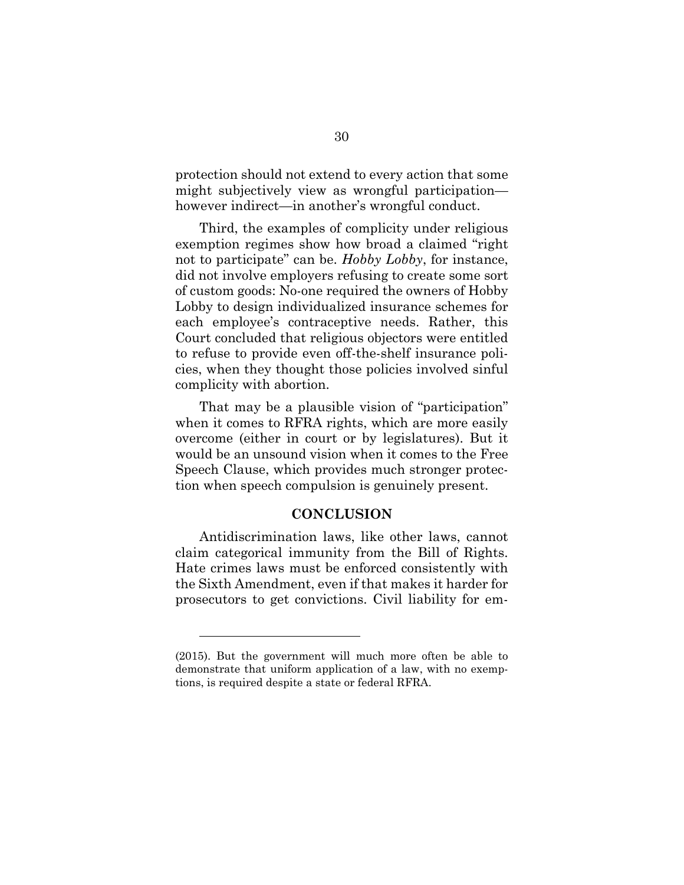protection should not extend to every action that some might subjectively view as wrongful participation—however indirect—in another's wrongful conduct.

Third, the examples of complicity under religious exemption regimes show how broad a claimed "right not to participate" can be. *Hobby Lobby*, for instance, did not involve employers refusing to create some sort of custom goods: No-one required the owners of Hobby Lobby to design individualized insurance schemes for each employee's contraceptive needs. Rather, this Court concluded that religious objectors were entitled to refuse to provide even off-the-shelf insurance policies, when they thought those policies involved sinful complicity with abortion.

That may be a plausible vision of "participation" when it comes to RFRA rights, which are more easily overcome (either in court or by legislatures). But it would be an unsound vision when it comes to the Free Speech Clause, which provides much stronger protection when speech compulsion is genuinely present.

## CONCLUSION

Antidiscrimination laws, like other laws, cannot claim categorical immunity from the Bill of Rights. Hate crimes laws must be enforced consistently with the Sixth Amendment, even if that makes it harder for prosecutors to get convictions. Civil liability for em-

---

(2015). But the government will much more often be able to demonstrate that uniform application of a law, with no exemptions, is required despite a state or federal RFRA.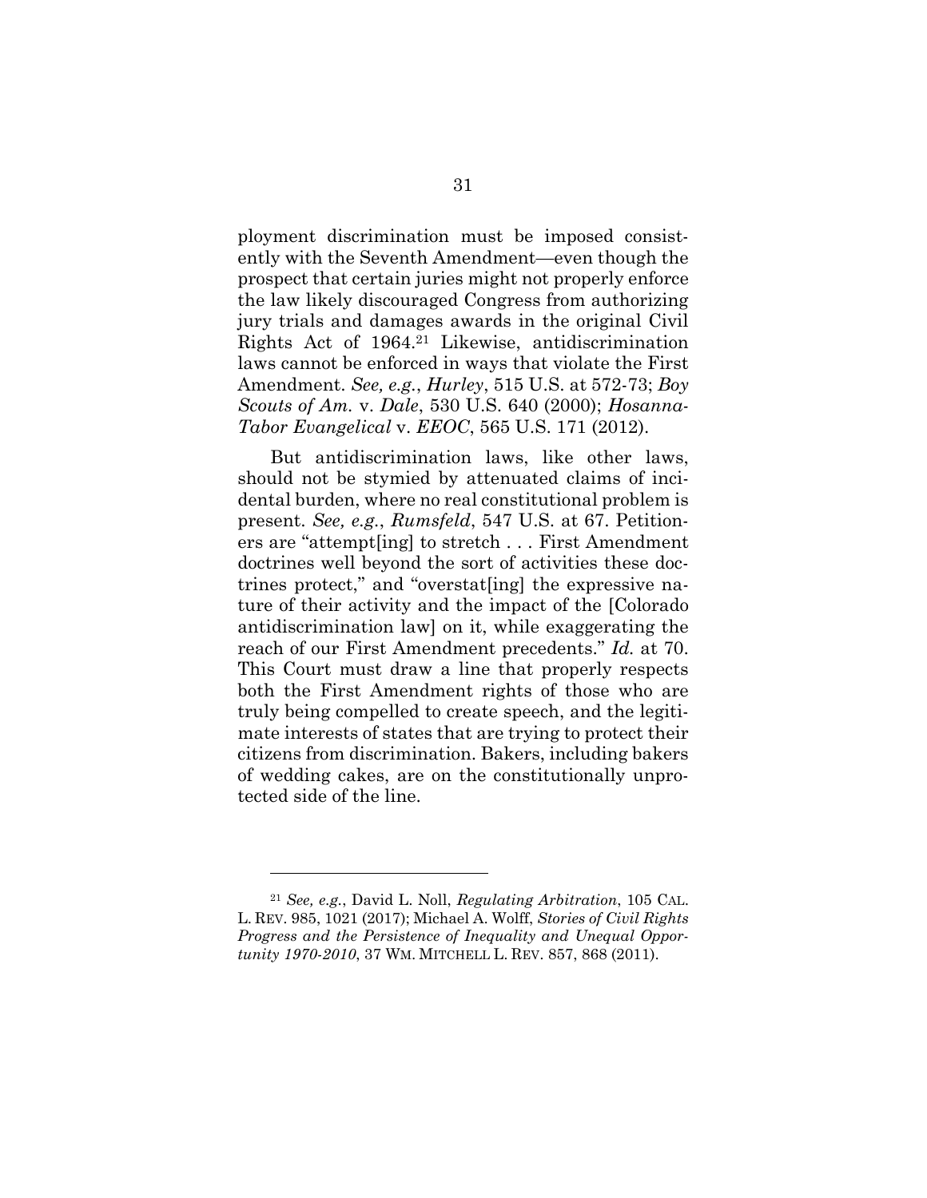ployment discrimination must be imposed consistently with the Seventh Amendment—even though the prospect that certain juries might not properly enforce the law likely discouraged Congress from authorizing jury trials and damages awards in the original Civil Rights Act of 1964.[21] Likewise, antidiscrimination laws cannot be enforced in ways that violate the First Amendment. *See, e.g.*, *Hurley*, 515 U.S. at 572-73; *Boy Scouts of Am.* v. *Dale*, 530 U.S. 640 (2000); *Hosanna-Tabor Evangelical* v. *EEOC*, 565 U.S. 171 (2012).

But antidiscrimination laws, like other laws, should not be stymied by attenuated claims of incidental burden, where no real constitutional problem is present. *See, e.g.*, *Rumsfeld*, 547 U.S. at 67. Petitioners are "attempt[ing] to stretch . . . First Amendment doctrines well beyond the sort of activities these doctrines protect," and "overstat[ing] the expressive nature of their activity and the impact of the [Colorado antidiscrimination law] on it, while exaggerating the reach of our First Amendment precedents." *Id.* at 70. This Court must draw a line that properly respects both the First Amendment rights of those who are truly being compelled to create speech, and the legitimate interests of states that are trying to protect their citizens from discrimination. Bakers, including bakers of wedding cakes, are on the constitutionally unprotected side of the line.

---

[21] *See, e.g.*, David L. Noll, *Regulating Arbitration*, 105 CAL. L. REV. 985, 1021 (2017); Michael A. Wolff, *Stories of Civil Rights Progress and the Persistence of Inequality and Unequal Opportunity 1970-2010*, 37 WM. MITCHELL L. REV. 857, 868 (2011).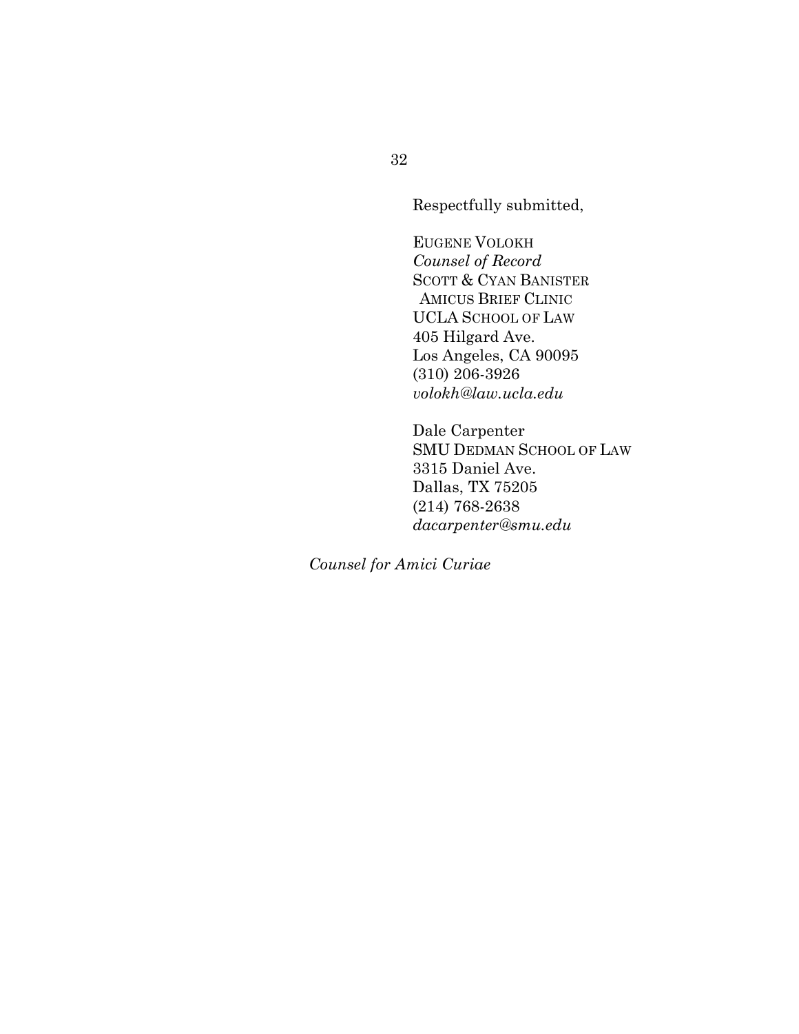Respectfully submitted,

EUGENE VOLOKH
*Counsel of Record*
SCOTT & CYAN BANISTER
AMICUS BRIEF CLINIC
UCLA SCHOOL OF LAW
405 Hilgard Ave.
Los Angeles, CA 90095
(310) 206-3926
*volokh@law.ucla.edu*

Dale Carpenter
SMU DEDMAN SCHOOL OF LAW
3315 Daniel Ave.
Dallas, TX 75205
(214) 768-2638
*dacarpenter@smu.edu*

*Counsel for Amici Curiae*